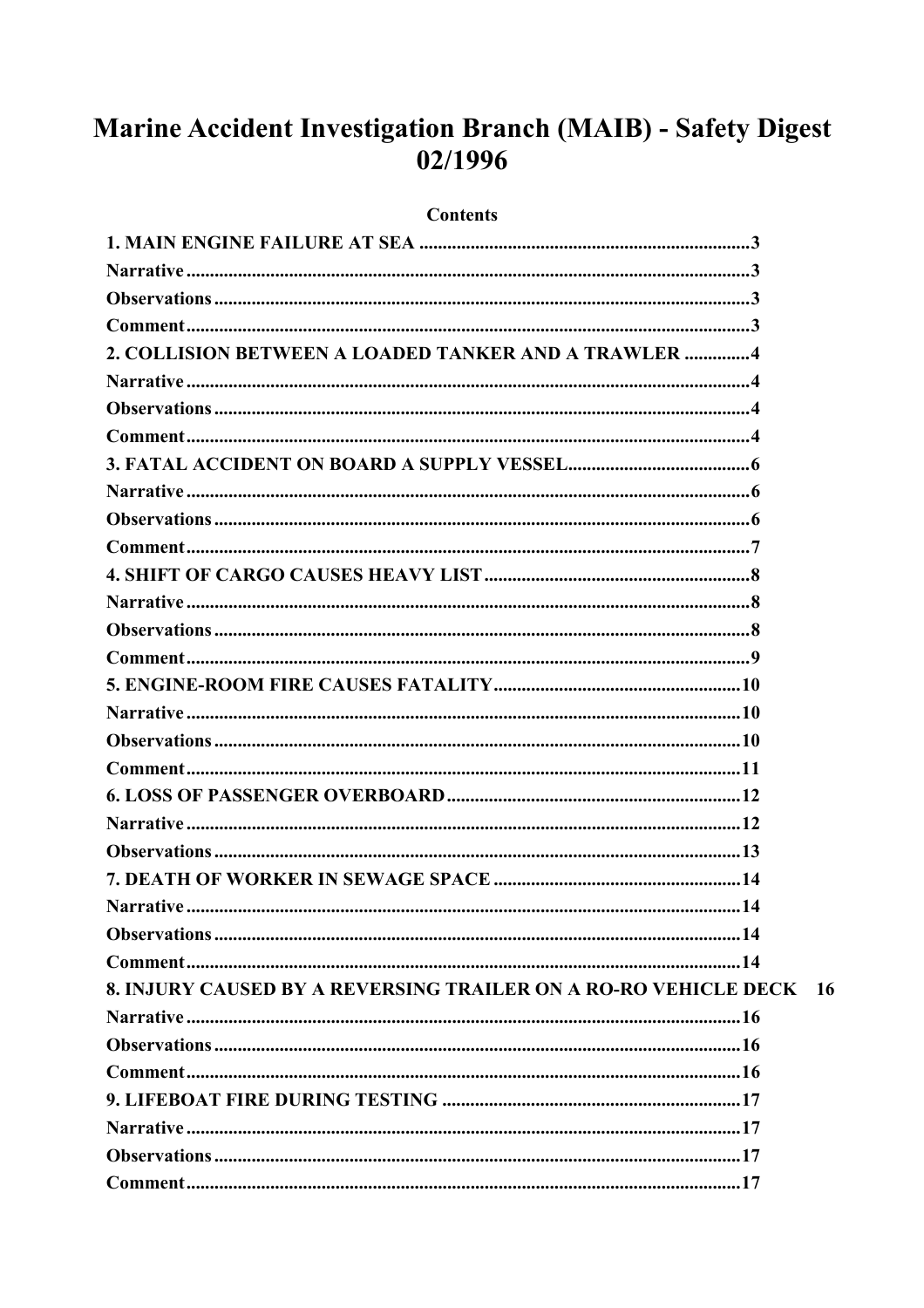# Marine Accident Investigation Branch (MAIB) - Safety Digest 02/1996

**Contents**

1. MAIN ENGINE FAILURE AT SEA ....................................................................3
   - Narrative ....................................................................3
   - Observations ....................................................................3
   - Comment ....................................................................3
2. COLLISION BETWEEN A LOADED TANKER AND A TRAWLER ....................................................................4
   - Narrative ....................................................................4
   - Observations ....................................................................4
   - Comment ....................................................................4
3. FATAL ACCIDENT ON BOARD A SUPPLY VESSEL....................................................................6
   - Narrative ....................................................................6
   - Observations ....................................................................6
   - Comment ....................................................................7
4. SHIFT OF CARGO CAUSES HEAVY LIST ....................................................................8
   - Narrative ....................................................................8
   - Observations ....................................................................8
   - Comment ....................................................................9
5. ENGINE-ROOM FIRE CAUSES FATALITY....................................................................10
   - Narrative ....................................................................10
   - Observations ....................................................................10
   - Comment ....................................................................11
6. LOSS OF PASSENGER OVERBOARD ....................................................................12
   - Narrative ....................................................................12
   - Observations ....................................................................13
7. DEATH OF WORKER IN SEWAGE SPACE ....................................................................14
   - Narrative ....................................................................14
   - Observations ....................................................................14
   - Comment ....................................................................14
8. INJURY CAUSED BY A REVERSING TRAILER ON A RO-RO VEHICLE DECK 16
   - Narrative ....................................................................16
   - Observations ....................................................................16
   - Comment ....................................................................16
9. LIFEBOAT FIRE DURING TESTING ....................................................................17
   - Narrative ....................................................................17
   - Observations ....................................................................17
   - Comment ....................................................................17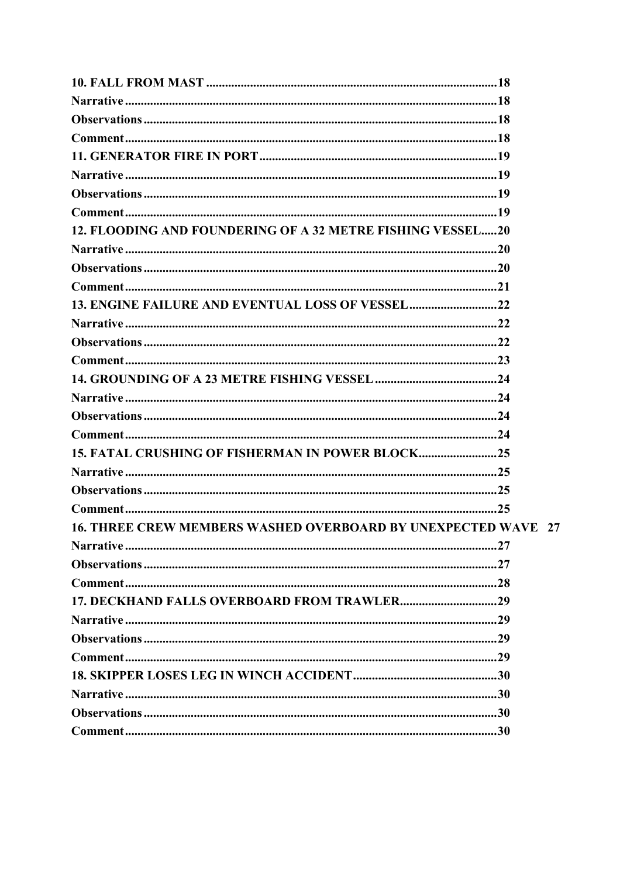**10. FALL FROM MAST** ........................................................................ 18
**Narrative** ........................................................................ 18
**Observations** ........................................................................ 18
**Comment** ........................................................................ 18
**11. GENERATOR FIRE IN PORT** ........................................................................ 19
**Narrative** ........................................................................ 19
**Observations** ........................................................................ 19
**Comment** ........................................................................ 19
**12. FLOODING AND FOUNDERING OF A 32 METRE FISHING VESSEL** ..... 20
**Narrative** ........................................................................ 20
**Observations** ........................................................................ 20
**Comment** ........................................................................ 21
**13. ENGINE FAILURE AND EVENTUAL LOSS OF VESSEL** ........................ 22
**Narrative** ........................................................................ 22
**Observations** ........................................................................ 22
**Comment** ........................................................................ 23
**14. GROUNDING OF A 23 METRE FISHING VESSEL** .................................. 24
**Narrative** ........................................................................ 24
**Observations** ........................................................................ 24
**Comment** ........................................................................ 24
**15. FATAL CRUSHING OF FISHERMAN IN POWER BLOCK** ........................ 25
**Narrative** ........................................................................ 25
**Observations** ........................................................................ 25
**Comment** ........................................................................ 25
**16. THREE CREW MEMBERS WASHED OVERBOARD BY UNEXPECTED WAVE** 27
**Narrative** ........................................................................ 27
**Observations** ........................................................................ 27
**Comment** ........................................................................ 28
**17. DECKHAND FALLS OVERBOARD FROM TRAWLER** ............................. 29
**Narrative** ........................................................................ 29
**Observations** ........................................................................ 29
**Comment** ........................................................................ 29
**18. SKIPPER LOSES LEG IN WINCH ACCIDENT** ........................................ 30
**Narrative** ........................................................................ 30
**Observations** ........................................................................ 30
**Comment** ........................................................................ 30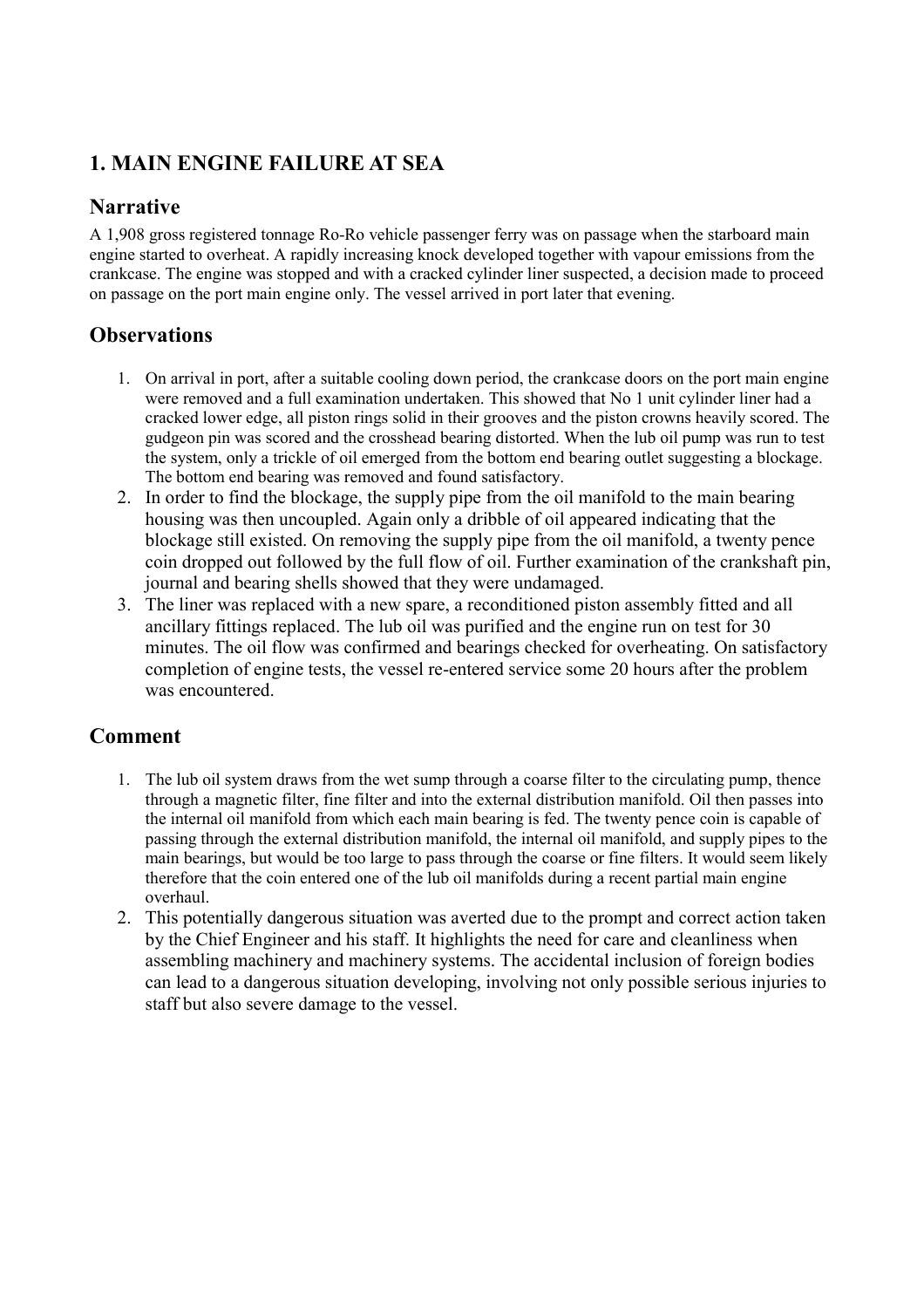## 1. MAIN ENGINE FAILURE AT SEA

### Narrative

A 1,908 gross registered tonnage Ro-Ro vehicle passenger ferry was on passage when the starboard main engine started to overheat. A rapidly increasing knock developed together with vapour emissions from the crankcase. The engine was stopped and with a cracked cylinder liner suspected, a decision made to proceed on passage on the port main engine only. The vessel arrived in port later that evening.

### Observations

1. On arrival in port, after a suitable cooling down period, the crankcase doors on the port main engine were removed and a full examination undertaken. This showed that No 1 unit cylinder liner had a cracked lower edge, all piston rings solid in their grooves and the piston crowns heavily scored. The gudgeon pin was scored and the crosshead bearing distorted. When the lub oil pump was run to test the system, only a trickle of oil emerged from the bottom end bearing outlet suggesting a blockage. The bottom end bearing was removed and found satisfactory.
2. In order to find the blockage, the supply pipe from the oil manifold to the main bearing housing was then uncoupled. Again only a dribble of oil appeared indicating that the blockage still existed. On removing the supply pipe from the oil manifold, a twenty pence coin dropped out followed by the full flow of oil. Further examination of the crankshaft pin, journal and bearing shells showed that they were undamaged.
3. The liner was replaced with a new spare, a reconditioned piston assembly fitted and all ancillary fittings replaced. The lub oil was purified and the engine run on test for 30 minutes. The oil flow was confirmed and bearings checked for overheating. On satisfactory completion of engine tests, the vessel re-entered service some 20 hours after the problem was encountered.

### Comment

1. The lub oil system draws from the wet sump through a coarse filter to the circulating pump, thence through a magnetic filter, fine filter and into the external distribution manifold. Oil then passes into the internal oil manifold from which each main bearing is fed. The twenty pence coin is capable of passing through the external distribution manifold, the internal oil manifold, and supply pipes to the main bearings, but would be too large to pass through the coarse or fine filters. It would seem likely therefore that the coin entered one of the lub oil manifolds during a recent partial main engine overhaul.
2. This potentially dangerous situation was averted due to the prompt and correct action taken by the Chief Engineer and his staff. It highlights the need for care and cleanliness when assembling machinery and machinery systems. The accidental inclusion of foreign bodies can lead to a dangerous situation developing, involving not only possible serious injuries to staff but also severe damage to the vessel.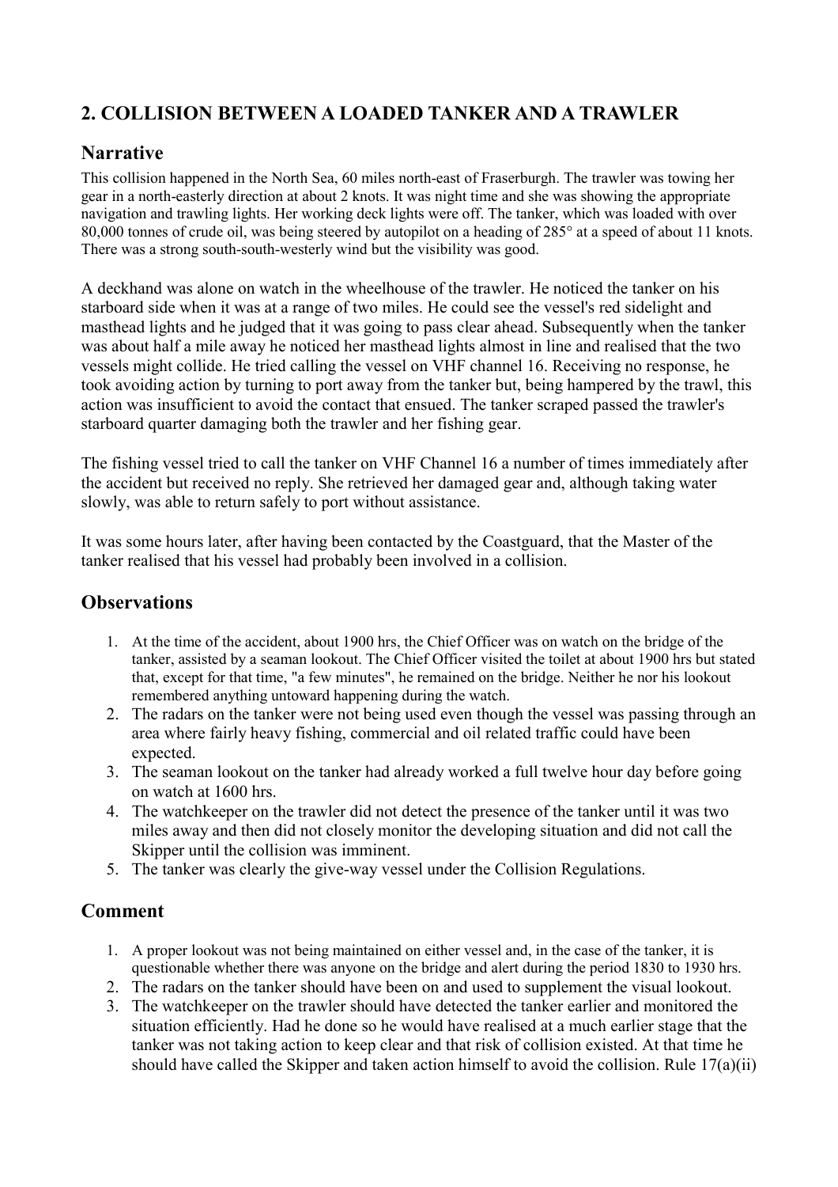## 2. COLLISION BETWEEN A LOADED TANKER AND A TRAWLER

### Narrative

This collision happened in the North Sea, 60 miles north-east of Fraserburgh. The trawler was towing her gear in a north-easterly direction at about 2 knots. It was night time and she was showing the appropriate navigation and trawling lights. Her working deck lights were off. The tanker, which was loaded with over 80,000 tonnes of crude oil, was being steered by autopilot on a heading of 285° at a speed of about 11 knots. There was a strong south-south-westerly wind but the visibility was good.

A deckhand was alone on watch in the wheelhouse of the trawler. He noticed the tanker on his starboard side when it was at a range of two miles. He could see the vessel's red sidelight and masthead lights and he judged that it was going to pass clear ahead. Subsequently when the tanker was about half a mile away he noticed her masthead lights almost in line and realised that the two vessels might collide. He tried calling the vessel on VHF channel 16. Receiving no response, he took avoiding action by turning to port away from the tanker but, being hampered by the trawl, this action was insufficient to avoid the contact that ensued. The tanker scraped passed the trawler's starboard quarter damaging both the trawler and her fishing gear.

The fishing vessel tried to call the tanker on VHF Channel 16 a number of times immediately after the accident but received no reply. She retrieved her damaged gear and, although taking water slowly, was able to return safely to port without assistance.

It was some hours later, after having been contacted by the Coastguard, that the Master of the tanker realised that his vessel had probably been involved in a collision.

### Observations

1. At the time of the accident, about 1900 hrs, the Chief Officer was on watch on the bridge of the tanker, assisted by a seaman lookout. The Chief Officer visited the toilet at about 1900 hrs but stated that, except for that time, "a few minutes", he remained on the bridge. Neither he nor his lookout remembered anything untoward happening during the watch.
2. The radars on the tanker were not being used even though the vessel was passing through an area where fairly heavy fishing, commercial and oil related traffic could have been expected.
3. The seaman lookout on the tanker had already worked a full twelve hour day before going on watch at 1600 hrs.
4. The watchkeeper on the trawler did not detect the presence of the tanker until it was two miles away and then did not closely monitor the developing situation and did not call the Skipper until the collision was imminent.
5. The tanker was clearly the give-way vessel under the Collision Regulations.

### Comment

1. A proper lookout was not being maintained on either vessel and, in the case of the tanker, it is questionable whether there was anyone on the bridge and alert during the period 1830 to 1930 hrs.
2. The radars on the tanker should have been on and used to supplement the visual lookout.
3. The watchkeeper on the trawler should have detected the tanker earlier and monitored the situation efficiently. Had he done so he would have realised at a much earlier stage that the tanker was not taking action to keep clear and that risk of collision existed. At that time he should have called the Skipper and taken action himself to avoid the collision. Rule 17(a)(ii)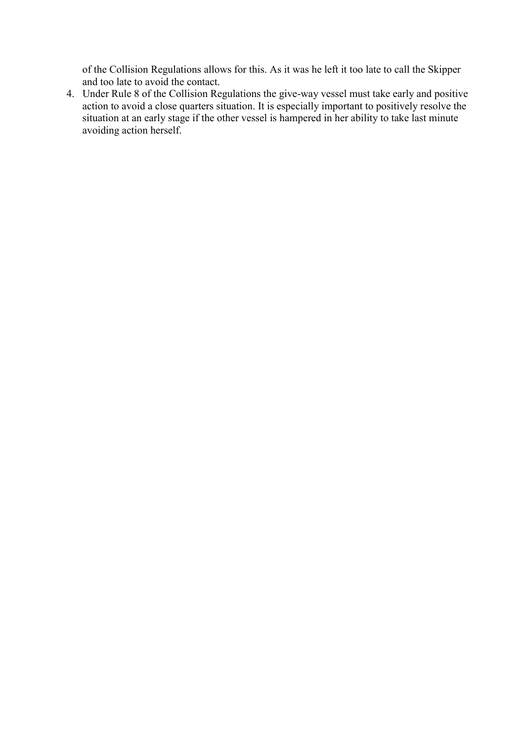of the Collision Regulations allows for this. As it was he left it too late to call the Skipper and too late to avoid the contact.

4. Under Rule 8 of the Collision Regulations the give-way vessel must take early and positive action to avoid a close quarters situation. It is especially important to positively resolve the situation at an early stage if the other vessel is hampered in her ability to take last minute avoiding action herself.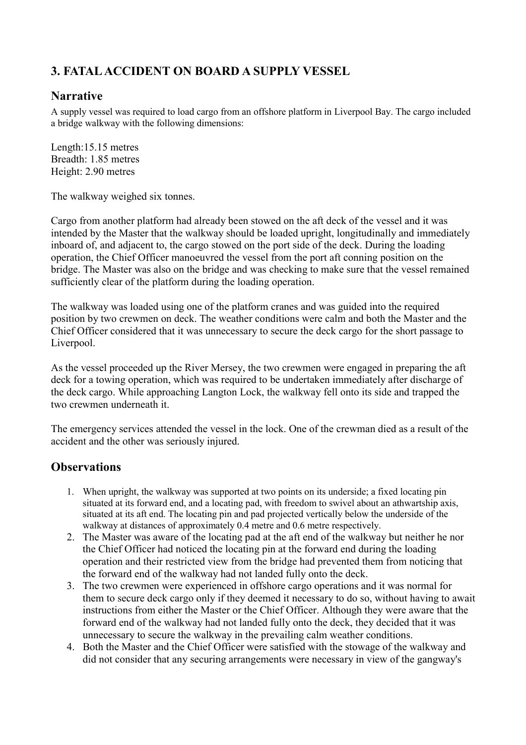## 3. FATAL ACCIDENT ON BOARD A SUPPLY VESSEL

### Narrative

A supply vessel was required to load cargo from an offshore platform in Liverpool Bay. The cargo included a bridge walkway with the following dimensions:

Length:15.15 metres
Breadth: 1.85 metres
Height: 2.90 metres

The walkway weighed six tonnes.

Cargo from another platform had already been stowed on the aft deck of the vessel and it was intended by the Master that the walkway should be loaded upright, longitudinally and immediately inboard of, and adjacent to, the cargo stowed on the port side of the deck. During the loading operation, the Chief Officer manoeuvred the vessel from the port aft conning position on the bridge. The Master was also on the bridge and was checking to make sure that the vessel remained sufficiently clear of the platform during the loading operation.

The walkway was loaded using one of the platform cranes and was guided into the required position by two crewmen on deck. The weather conditions were calm and both the Master and the Chief Officer considered that it was unnecessary to secure the deck cargo for the short passage to Liverpool.

As the vessel proceeded up the River Mersey, the two crewmen were engaged in preparing the aft deck for a towing operation, which was required to be undertaken immediately after discharge of the deck cargo. While approaching Langton Lock, the walkway fell onto its side and trapped the two crewmen underneath it.

The emergency services attended the vessel in the lock. One of the crewman died as a result of the accident and the other was seriously injured.

### Observations

1. When upright, the walkway was supported at two points on its underside; a fixed locating pin situated at its forward end, and a locating pad, with freedom to swivel about an athwartship axis, situated at its aft end. The locating pin and pad projected vertically below the underside of the walkway at distances of approximately 0.4 metre and 0.6 metre respectively.
2. The Master was aware of the locating pad at the aft end of the walkway but neither he nor the Chief Officer had noticed the locating pin at the forward end during the loading operation and their restricted view from the bridge had prevented them from noticing that the forward end of the walkway had not landed fully onto the deck.
3. The two crewmen were experienced in offshore cargo operations and it was normal for them to secure deck cargo only if they deemed it necessary to do so, without having to await instructions from either the Master or the Chief Officer. Although they were aware that the forward end of the walkway had not landed fully onto the deck, they decided that it was unnecessary to secure the walkway in the prevailing calm weather conditions.
4. Both the Master and the Chief Officer were satisfied with the stowage of the walkway and did not consider that any securing arrangements were necessary in view of the gangway's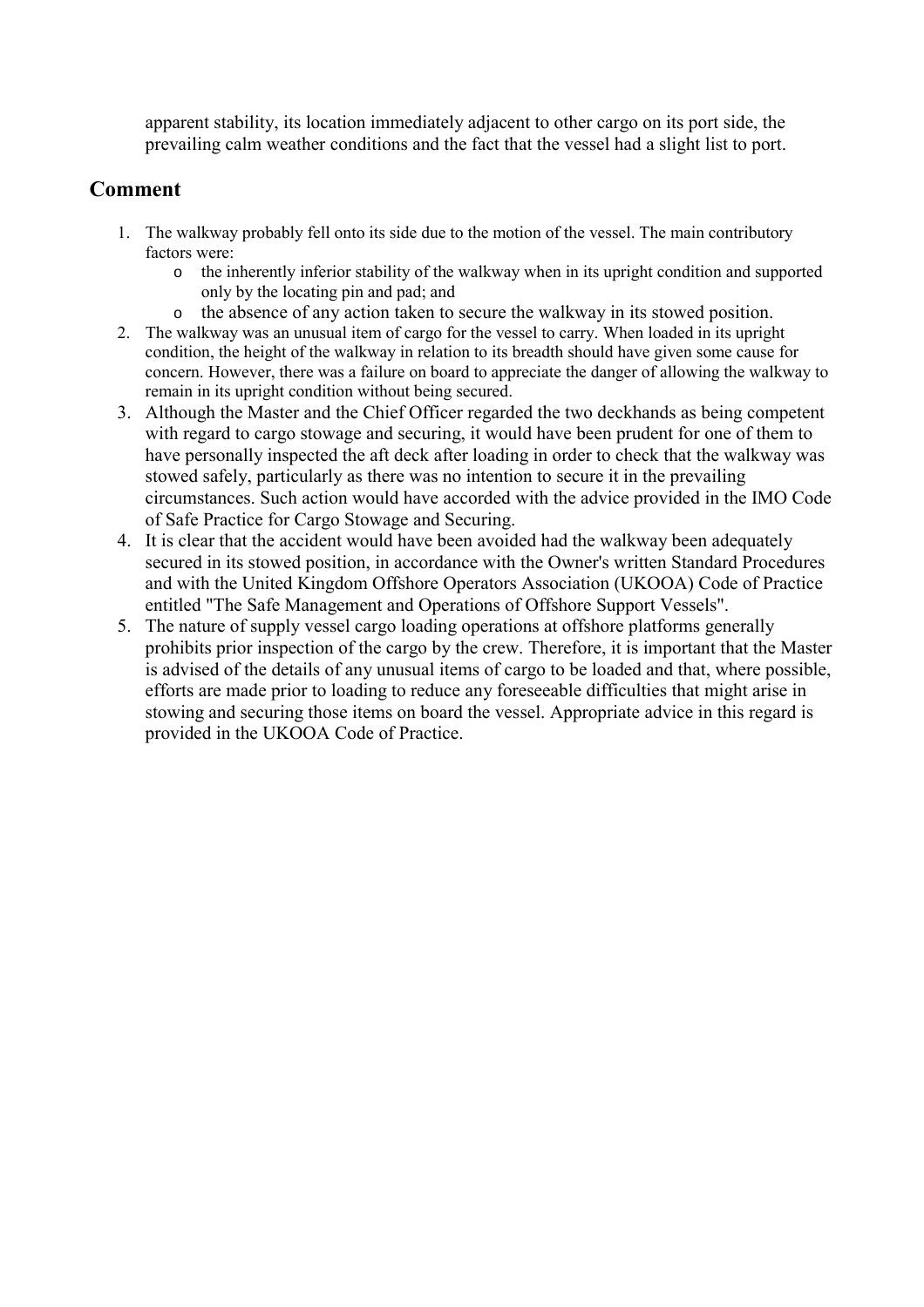apparent stability, its location immediately adjacent to other cargo on its port side, the prevailing calm weather conditions and the fact that the vessel had a slight list to port.

## Comment

1. The walkway probably fell onto its side due to the motion of the vessel. The main contributory factors were:
   - the inherently inferior stability of the walkway when in its upright condition and supported only by the locating pin and pad; and
   - the absence of any action taken to secure the walkway in its stowed position.
2. The walkway was an unusual item of cargo for the vessel to carry. When loaded in its upright condition, the height of the walkway in relation to its breadth should have given some cause for concern. However, there was a failure on board to appreciate the danger of allowing the walkway to remain in its upright condition without being secured.
3. Although the Master and the Chief Officer regarded the two deckhands as being competent with regard to cargo stowage and securing, it would have been prudent for one of them to have personally inspected the aft deck after loading in order to check that the walkway was stowed safely, particularly as there was no intention to secure it in the prevailing circumstances. Such action would have accorded with the advice provided in the IMO Code of Safe Practice for Cargo Stowage and Securing.
4. It is clear that the accident would have been avoided had the walkway been adequately secured in its stowed position, in accordance with the Owner's written Standard Procedures and with the United Kingdom Offshore Operators Association (UKOOA) Code of Practice entitled "The Safe Management and Operations of Offshore Support Vessels".
5. The nature of supply vessel cargo loading operations at offshore platforms generally prohibits prior inspection of the cargo by the crew. Therefore, it is important that the Master is advised of the details of any unusual items of cargo to be loaded and that, where possible, efforts are made prior to loading to reduce any foreseeable difficulties that might arise in stowing and securing those items on board the vessel. Appropriate advice in this regard is provided in the UKOOA Code of Practice.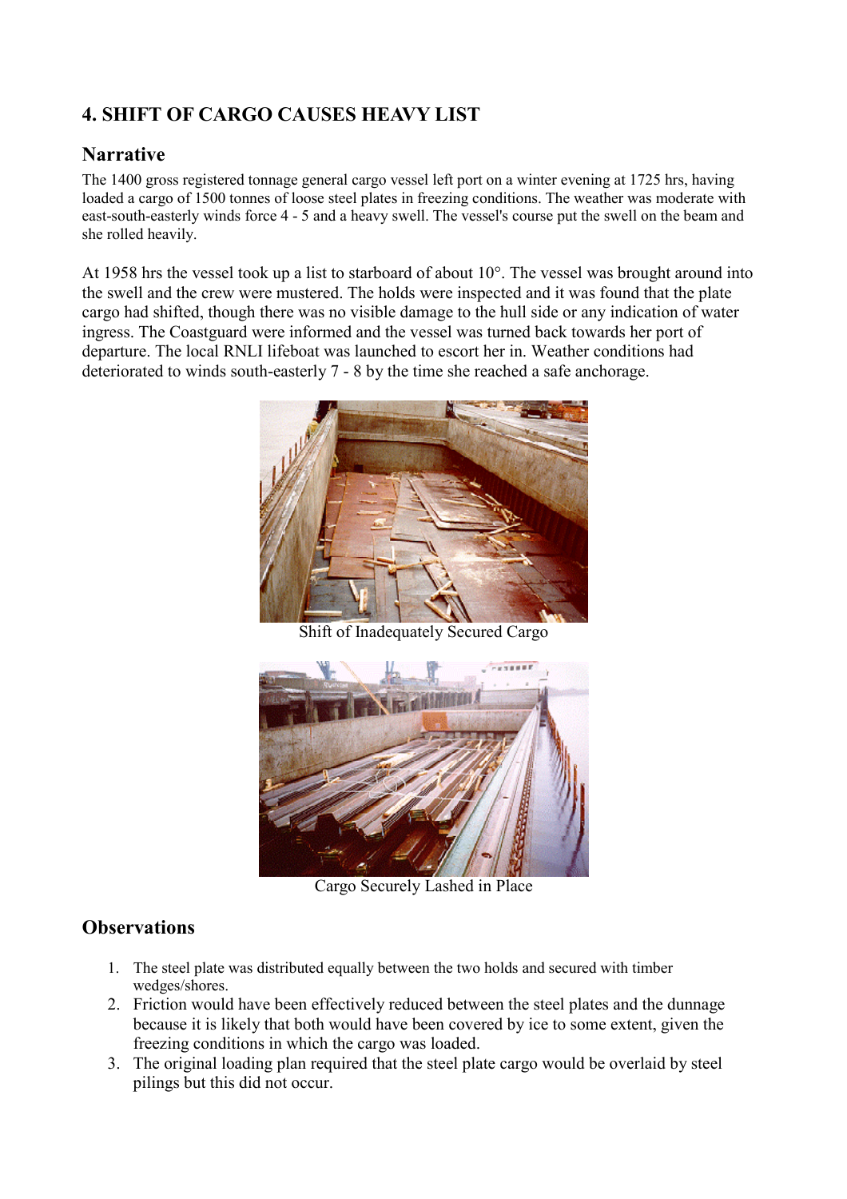## 4. SHIFT OF CARGO CAUSES HEAVY LIST

### Narrative

The 1400 gross registered tonnage general cargo vessel left port on a winter evening at 1725 hrs, having loaded a cargo of 1500 tonnes of loose steel plates in freezing conditions. The weather was moderate with east-south-easterly winds force 4 - 5 and a heavy swell. The vessel's course put the swell on the beam and she rolled heavily.

At 1958 hrs the vessel took up a list to starboard of about 10°. The vessel was brought around into the swell and the crew were mustered. The holds were inspected and it was found that the plate cargo had shifted, though there was no visible damage to the hull side or any indication of water ingress. The Coastguard were informed and the vessel was turned back towards her port of departure. The local RNLI lifeboat was launched to escort her in. Weather conditions had deteriorated to winds south-easterly 7 - 8 by the time she reached a safe anchorage.

Shift of Inadequately Secured Cargo

Cargo Securely Lashed in Place

### Observations

1. The steel plate was distributed equally between the two holds and secured with timber wedges/shores.
2. Friction would have been effectively reduced between the steel plates and the dunnage because it is likely that both would have been covered by ice to some extent, given the freezing conditions in which the cargo was loaded.
3. The original loading plan required that the steel plate cargo would be overlaid by steel pilings but this did not occur.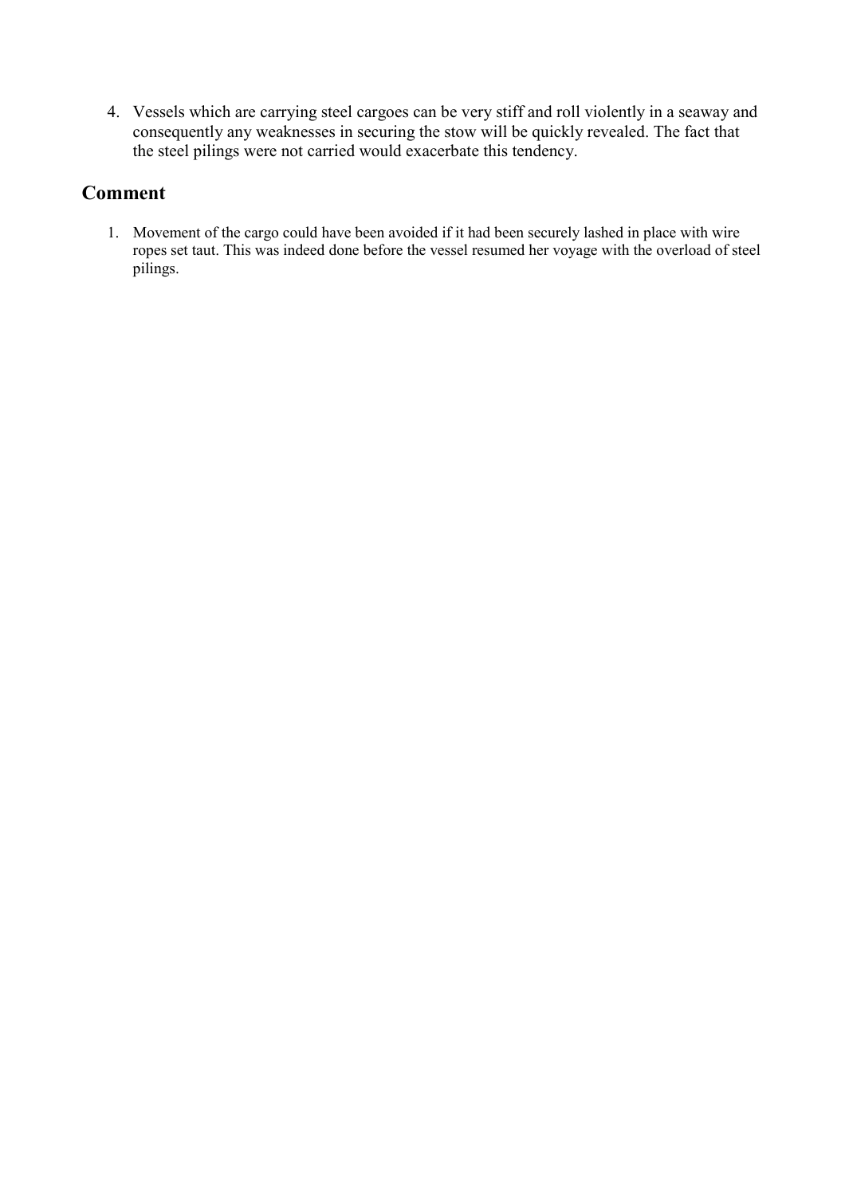4. Vessels which are carrying steel cargoes can be very stiff and roll violently in a seaway and consequently any weaknesses in securing the stow will be quickly revealed. The fact that the steel pilings were not carried would exacerbate this tendency.

## Comment

1. Movement of the cargo could have been avoided if it had been securely lashed in place with wire ropes set taut. This was indeed done before the vessel resumed her voyage with the overload of steel pilings.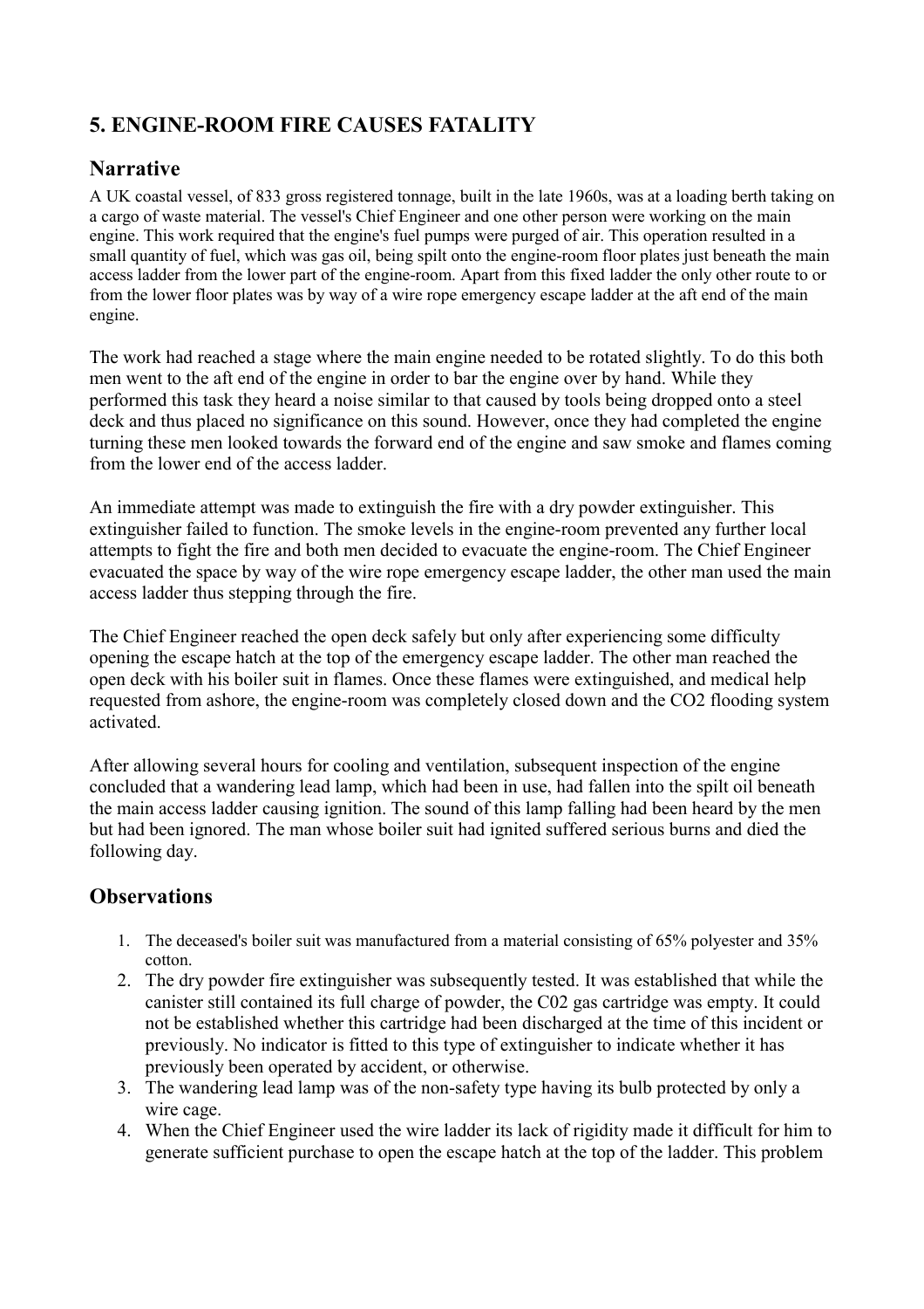## 5. ENGINE-ROOM FIRE CAUSES FATALITY

### Narrative

A UK coastal vessel, of 833 gross registered tonnage, built in the late 1960s, was at a loading berth taking on a cargo of waste material. The vessel's Chief Engineer and one other person were working on the main engine. This work required that the engine's fuel pumps were purged of air. This operation resulted in a small quantity of fuel, which was gas oil, being spilt onto the engine-room floor plates just beneath the main access ladder from the lower part of the engine-room. Apart from this fixed ladder the only other route to or from the lower floor plates was by way of a wire rope emergency escape ladder at the aft end of the main engine.

The work had reached a stage where the main engine needed to be rotated slightly. To do this both men went to the aft end of the engine in order to bar the engine over by hand. While they performed this task they heard a noise similar to that caused by tools being dropped onto a steel deck and thus placed no significance on this sound. However, once they had completed the engine turning these men looked towards the forward end of the engine and saw smoke and flames coming from the lower end of the access ladder.

An immediate attempt was made to extinguish the fire with a dry powder extinguisher. This extinguisher failed to function. The smoke levels in the engine-room prevented any further local attempts to fight the fire and both men decided to evacuate the engine-room. The Chief Engineer evacuated the space by way of the wire rope emergency escape ladder, the other man used the main access ladder thus stepping through the fire.

The Chief Engineer reached the open deck safely but only after experiencing some difficulty opening the escape hatch at the top of the emergency escape ladder. The other man reached the open deck with his boiler suit in flames. Once these flames were extinguished, and medical help requested from ashore, the engine-room was completely closed down and the $CO_2$ flooding system activated.

After allowing several hours for cooling and ventilation, subsequent inspection of the engine concluded that a wandering lead lamp, which had been in use, had fallen into the spilt oil beneath the main access ladder causing ignition. The sound of this lamp falling had been heard by the men but had been ignored. The man whose boiler suit had ignited suffered serious burns and died the following day.

### Observations

1. The deceased's boiler suit was manufactured from a material consisting of 65% polyester and 35% cotton.
2. The dry powder fire extinguisher was subsequently tested. It was established that while the canister still contained its full charge of powder, the C02 gas cartridge was empty. It could not be established whether this cartridge had been discharged at the time of this incident or previously. No indicator is fitted to this type of extinguisher to indicate whether it has previously been operated by accident, or otherwise.
3. The wandering lead lamp was of the non-safety type having its bulb protected by only a wire cage.
4. When the Chief Engineer used the wire ladder its lack of rigidity made it difficult for him to generate sufficient purchase to open the escape hatch at the top of the ladder. This problem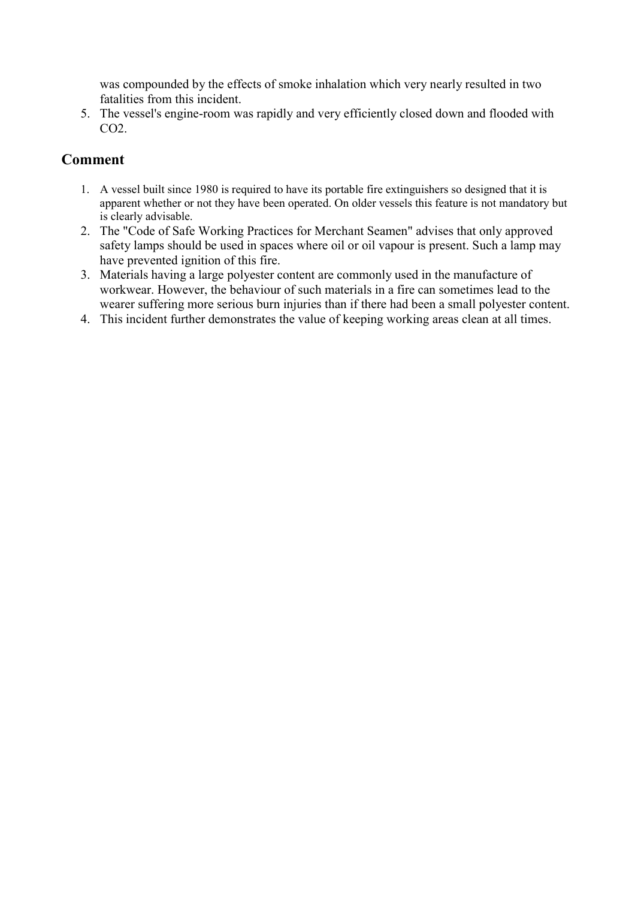was compounded by the effects of smoke inhalation which very nearly resulted in two fatalities from this incident.

5. The vessel's engine-room was rapidly and very efficiently closed down and flooded with $CO_2$.

## Comment

1. A vessel built since 1980 is required to have its portable fire extinguishers so designed that it is apparent whether or not they have been operated. On older vessels this feature is not mandatory but is clearly advisable.
2. The "Code of Safe Working Practices for Merchant Seamen" advises that only approved safety lamps should be used in spaces where oil or oil vapour is present. Such a lamp may have prevented ignition of this fire.
3. Materials having a large polyester content are commonly used in the manufacture of workwear. However, the behaviour of such materials in a fire can sometimes lead to the wearer suffering more serious burn injuries than if there had been a small polyester content.
4. This incident further demonstrates the value of keeping working areas clean at all times.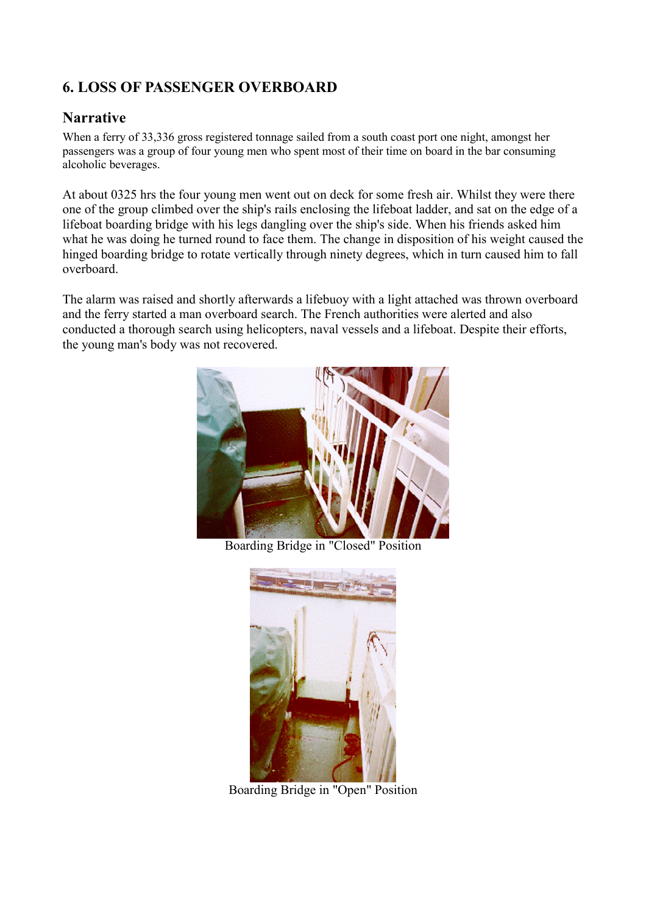## 6. LOSS OF PASSENGER OVERBOARD

### Narrative

When a ferry of 33,336 gross registered tonnage sailed from a south coast port one night, amongst her passengers was a group of four young men who spent most of their time on board in the bar consuming alcoholic beverages.

At about 0325 hrs the four young men went out on deck for some fresh air. Whilst they were there one of the group climbed over the ship's rails enclosing the lifeboat ladder, and sat on the edge of a lifeboat boarding bridge with his legs dangling over the ship's side. When his friends asked him what he was doing he turned round to face them. The change in disposition of his weight caused the hinged boarding bridge to rotate vertically through ninety degrees, which in turn caused him to fall overboard.

The alarm was raised and shortly afterwards a lifebuoy with a light attached was thrown overboard and the ferry started a man overboard search. The French authorities were alerted and also conducted a thorough search using helicopters, naval vessels and a lifeboat. Despite their efforts, the young man's body was not recovered.

Boarding Bridge in "Closed" Position

Boarding Bridge in "Open" Position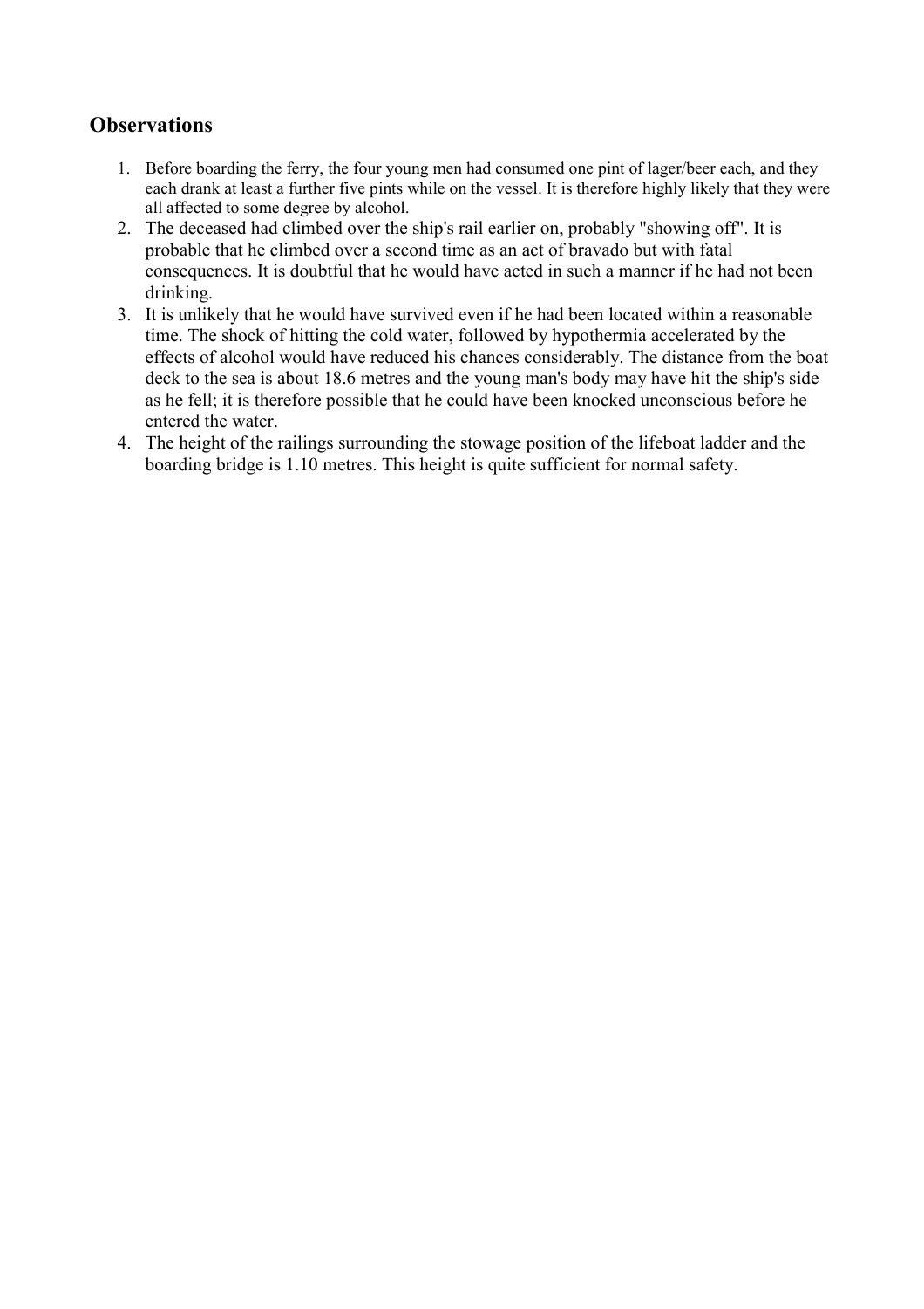## Observations

1. Before boarding the ferry, the four young men had consumed one pint of lager/beer each, and they each drank at least a further five pints while on the vessel. It is therefore highly likely that they were all affected to some degree by alcohol.
2. The deceased had climbed over the ship's rail earlier on, probably "showing off". It is probable that he climbed over a second time as an act of bravado but with fatal consequences. It is doubtful that he would have acted in such a manner if he had not been drinking.
3. It is unlikely that he would have survived even if he had been located within a reasonable time. The shock of hitting the cold water, followed by hypothermia accelerated by the effects of alcohol would have reduced his chances considerably. The distance from the boat deck to the sea is about 18.6 metres and the young man's body may have hit the ship's side as he fell; it is therefore possible that he could have been knocked unconscious before he entered the water.
4. The height of the railings surrounding the stowage position of the lifeboat ladder and the boarding bridge is 1.10 metres. This height is quite sufficient for normal safety.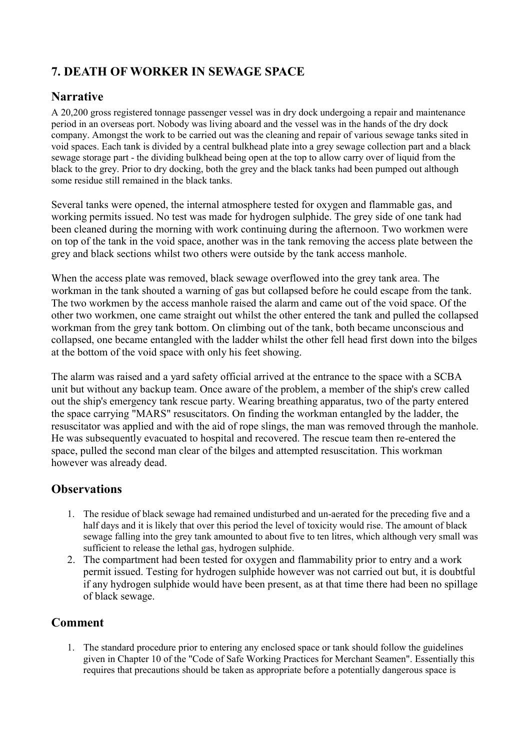## 7. DEATH OF WORKER IN SEWAGE SPACE

### Narrative

A 20,200 gross registered tonnage passenger vessel was in dry dock undergoing a repair and maintenance period in an overseas port. Nobody was living aboard and the vessel was in the hands of the dry dock company. Amongst the work to be carried out was the cleaning and repair of various sewage tanks sited in void spaces. Each tank is divided by a central bulkhead plate into a grey sewage collection part and a black sewage storage part - the dividing bulkhead being open at the top to allow carry over of liquid from the black to the grey. Prior to dry docking, both the grey and the black tanks had been pumped out although some residue still remained in the black tanks.

Several tanks were opened, the internal atmosphere tested for oxygen and flammable gas, and working permits issued. No test was made for hydrogen sulphide. The grey side of one tank had been cleaned during the morning with work continuing during the afternoon. Two workmen were on top of the tank in the void space, another was in the tank removing the access plate between the grey and black sections whilst two others were outside by the tank access manhole.

When the access plate was removed, black sewage overflowed into the grey tank area. The workman in the tank shouted a warning of gas but collapsed before he could escape from the tank. The two workmen by the access manhole raised the alarm and came out of the void space. Of the other two workmen, one came straight out whilst the other entered the tank and pulled the collapsed workman from the grey tank bottom. On climbing out of the tank, both became unconscious and collapsed, one became entangled with the ladder whilst the other fell head first down into the bilges at the bottom of the void space with only his feet showing.

The alarm was raised and a yard safety official arrived at the entrance to the space with a SCBA unit but without any backup team. Once aware of the problem, a member of the ship's crew called out the ship's emergency tank rescue party. Wearing breathing apparatus, two of the party entered the space carrying "MARS" resuscitators. On finding the workman entangled by the ladder, the resuscitator was applied and with the aid of rope slings, the man was removed through the manhole. He was subsequently evacuated to hospital and recovered. The rescue team then re-entered the space, pulled the second man clear of the bilges and attempted resuscitation. This workman however was already dead.

### Observations

1. The residue of black sewage had remained undisturbed and un-aerated for the preceding five and a half days and it is likely that over this period the level of toxicity would rise. The amount of black sewage falling into the grey tank amounted to about five to ten litres, which although very small was sufficient to release the lethal gas, hydrogen sulphide.
2. The compartment had been tested for oxygen and flammability prior to entry and a work permit issued. Testing for hydrogen sulphide however was not carried out but, it is doubtful if any hydrogen sulphide would have been present, as at that time there had been no spillage of black sewage.

### Comment

1. The standard procedure prior to entering any enclosed space or tank should follow the guidelines given in Chapter 10 of the "Code of Safe Working Practices for Merchant Seamen". Essentially this requires that precautions should be taken as appropriate before a potentially dangerous space is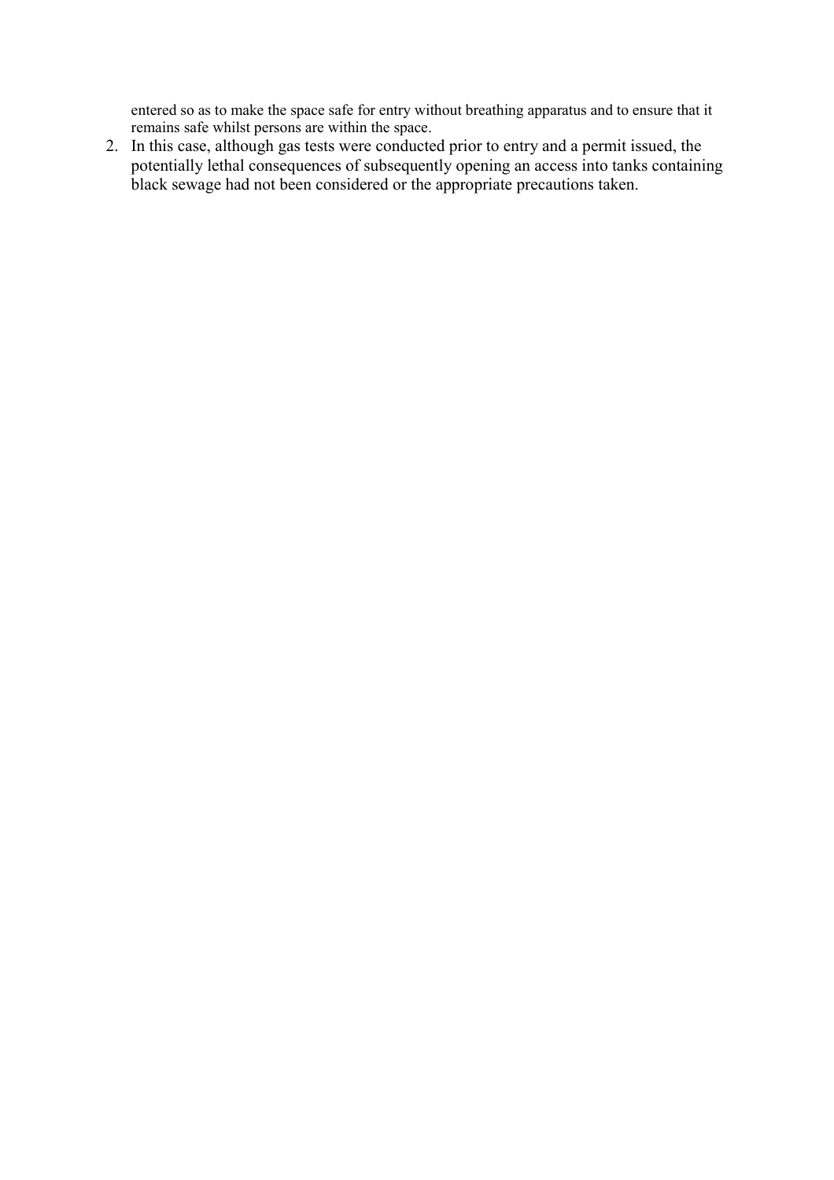entered so as to make the space safe for entry without breathing apparatus and to ensure that it remains safe whilst persons are within the space.

2. In this case, although gas tests were conducted prior to entry and a permit issued, the potentially lethal consequences of subsequently opening an access into tanks containing black sewage had not been considered or the appropriate precautions taken.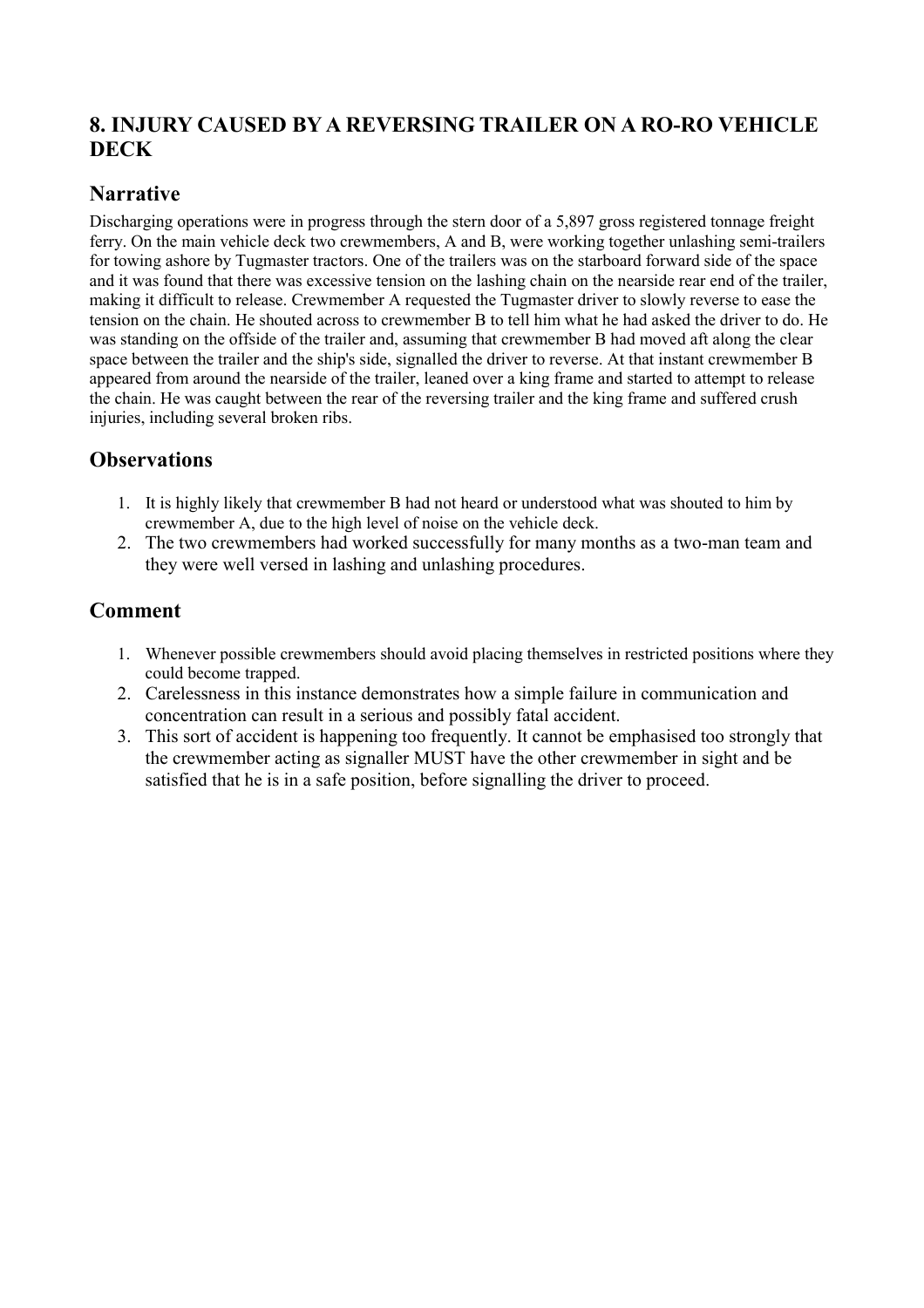## 8. INJURY CAUSED BY A REVERSING TRAILER ON A RO-RO VEHICLE DECK

### Narrative

Discharging operations were in progress through the stern door of a 5,897 gross registered tonnage freight ferry. On the main vehicle deck two crewmembers, A and B, were working together unlashing semi-trailers for towing ashore by Tugmaster tractors. One of the trailers was on the starboard forward side of the space and it was found that there was excessive tension on the lashing chain on the nearside rear end of the trailer, making it difficult to release. Crewmember A requested the Tugmaster driver to slowly reverse to ease the tension on the chain. He shouted across to crewmember B to tell him what he had asked the driver to do. He was standing on the offside of the trailer and, assuming that crewmember B had moved aft along the clear space between the trailer and the ship's side, signalled the driver to reverse. At that instant crewmember B appeared from around the nearside of the trailer, leaned over a king frame and started to attempt to release the chain. He was caught between the rear of the reversing trailer and the king frame and suffered crush injuries, including several broken ribs.

### Observations

1. It is highly likely that crewmember B had not heard or understood what was shouted to him by crewmember A, due to the high level of noise on the vehicle deck.
2. The two crewmembers had worked successfully for many months as a two-man team and they were well versed in lashing and unlashing procedures.

### Comment

1. Whenever possible crewmembers should avoid placing themselves in restricted positions where they could become trapped.
2. Carelessness in this instance demonstrates how a simple failure in communication and concentration can result in a serious and possibly fatal accident.
3. This sort of accident is happening too frequently. It cannot be emphasised too strongly that the crewmember acting as signaller MUST have the other crewmember in sight and be satisfied that he is in a safe position, before signalling the driver to proceed.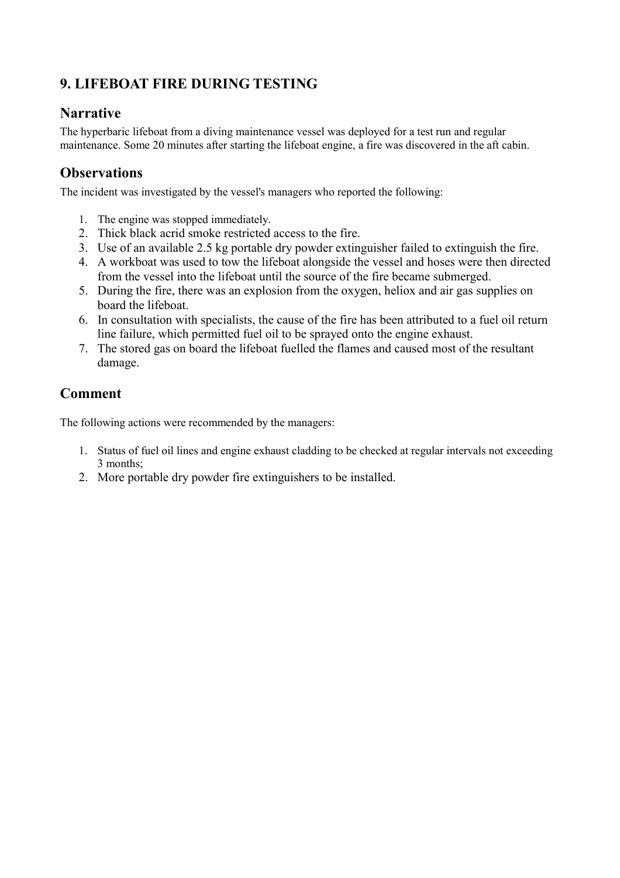## 9. LIFEBOAT FIRE DURING TESTING

### Narrative

The hyperbaric lifeboat from a diving maintenance vessel was deployed for a test run and regular maintenance. Some 20 minutes after starting the lifeboat engine, a fire was discovered in the aft cabin.

### Observations

The incident was investigated by the vessel's managers who reported the following:

1. The engine was stopped immediately.
2. Thick black acrid smoke restricted access to the fire.
3. Use of an available 2.5 kg portable dry powder extinguisher failed to extinguish the fire.
4. A workboat was used to tow the lifeboat alongside the vessel and hoses were then directed from the vessel into the lifeboat until the source of the fire became submerged.
5. During the fire, there was an explosion from the oxygen, heliox and air gas supplies on board the lifeboat.
6. In consultation with specialists, the cause of the fire has been attributed to a fuel oil return line failure, which permitted fuel oil to be sprayed onto the engine exhaust.
7. The stored gas on board the lifeboat fuelled the flames and caused most of the resultant damage.

### Comment

The following actions were recommended by the managers:

1. Status of fuel oil lines and engine exhaust cladding to be checked at regular intervals not exceeding 3 months;
2. More portable dry powder fire extinguishers to be installed.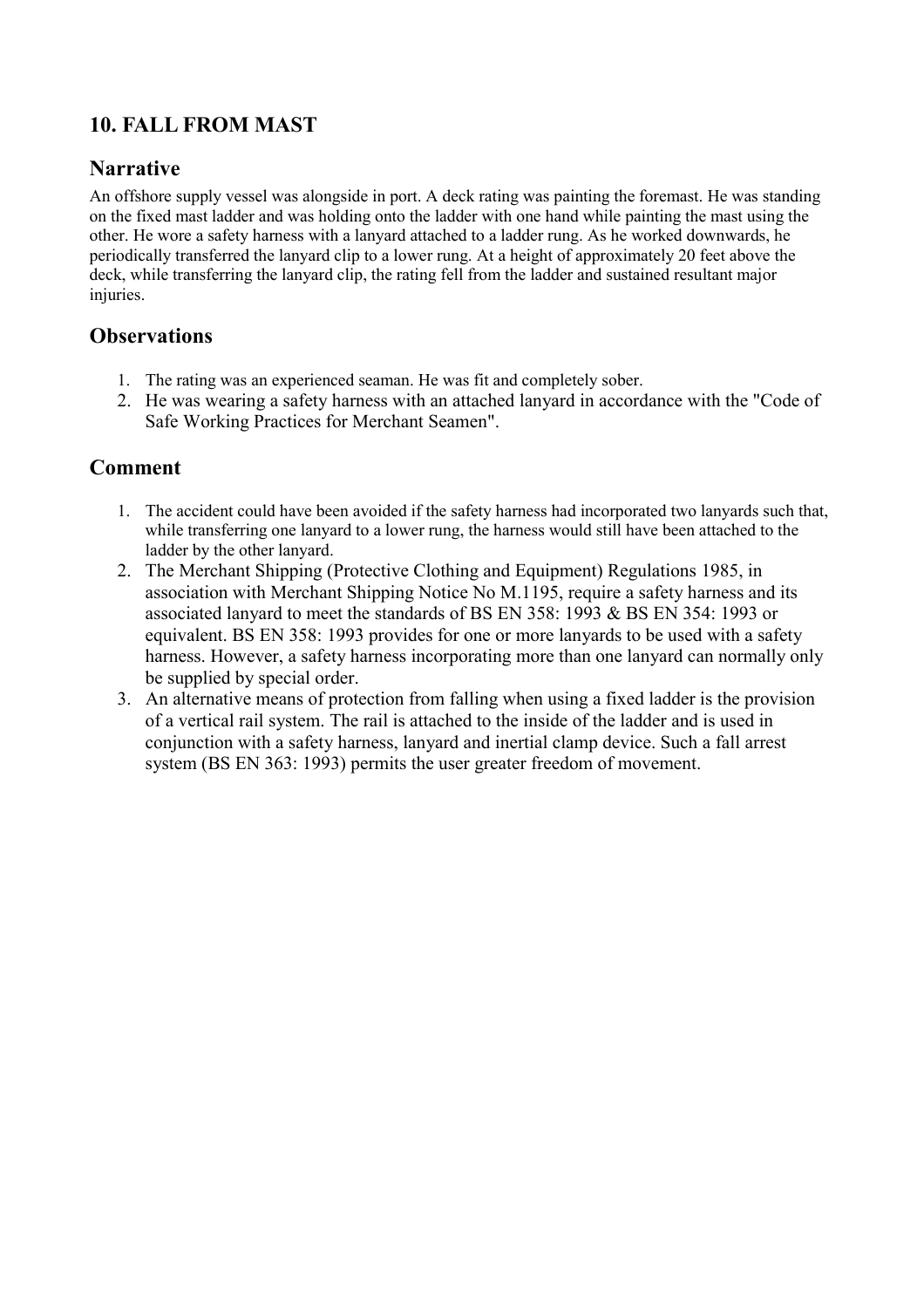## 10. FALL FROM MAST

### Narrative

An offshore supply vessel was alongside in port. A deck rating was painting the foremast. He was standing on the fixed mast ladder and was holding onto the ladder with one hand while painting the mast using the other. He wore a safety harness with a lanyard attached to a ladder rung. As he worked downwards, he periodically transferred the lanyard clip to a lower rung. At a height of approximately 20 feet above the deck, while transferring the lanyard clip, the rating fell from the ladder and sustained resultant major injuries.

### Observations

1. The rating was an experienced seaman. He was fit and completely sober.
2. He was wearing a safety harness with an attached lanyard in accordance with the "Code of Safe Working Practices for Merchant Seamen".

### Comment

1. The accident could have been avoided if the safety harness had incorporated two lanyards such that, while transferring one lanyard to a lower rung, the harness would still have been attached to the ladder by the other lanyard.
2. The Merchant Shipping (Protective Clothing and Equipment) Regulations 1985, in association with Merchant Shipping Notice No M.1195, require a safety harness and its associated lanyard to meet the standards of BS EN 358: 1993 & BS EN 354: 1993 or equivalent. BS EN 358: 1993 provides for one or more lanyards to be used with a safety harness. However, a safety harness incorporating more than one lanyard can normally only be supplied by special order.
3. An alternative means of protection from falling when using a fixed ladder is the provision of a vertical rail system. The rail is attached to the inside of the ladder and is used in conjunction with a safety harness, lanyard and inertial clamp device. Such a fall arrest system (BS EN 363: 1993) permits the user greater freedom of movement.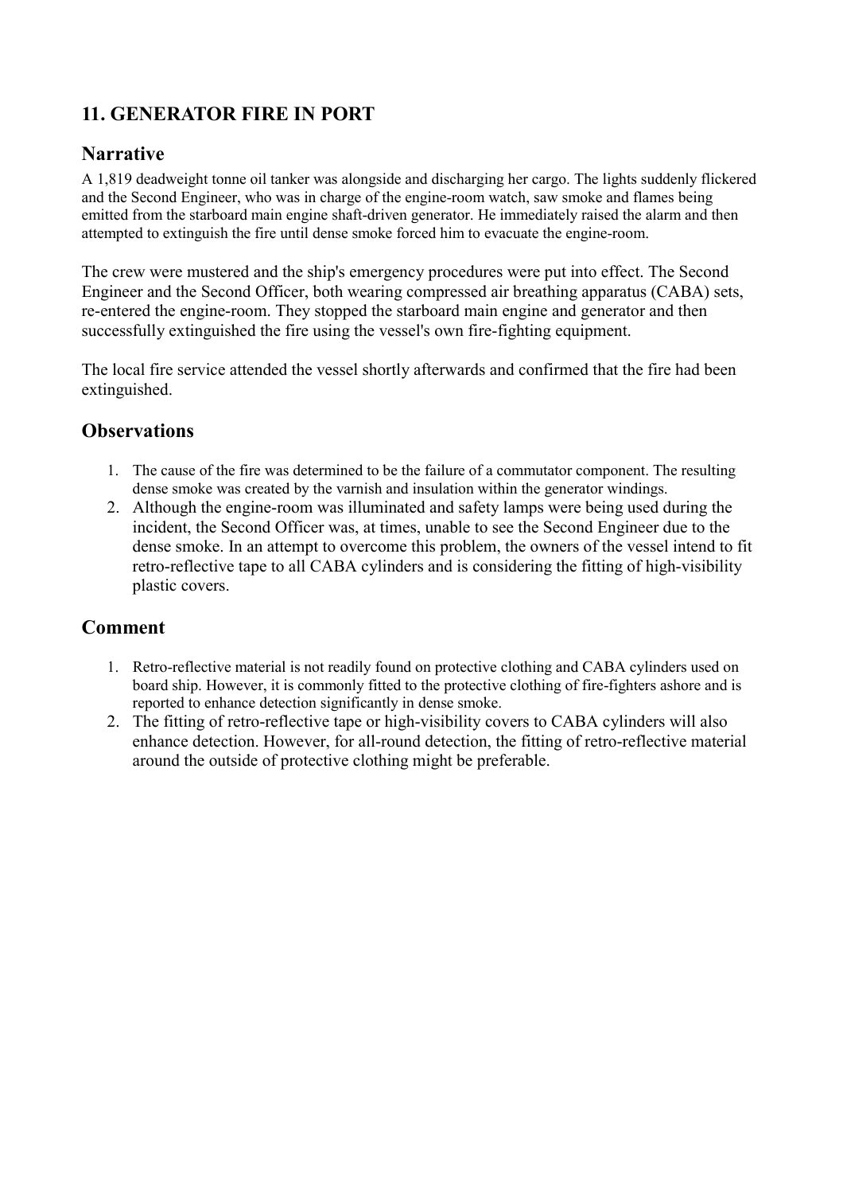## 11. GENERATOR FIRE IN PORT

### Narrative

A 1,819 deadweight tonne oil tanker was alongside and discharging her cargo. The lights suddenly flickered and the Second Engineer, who was in charge of the engine-room watch, saw smoke and flames being emitted from the starboard main engine shaft-driven generator. He immediately raised the alarm and then attempted to extinguish the fire until dense smoke forced him to evacuate the engine-room.

The crew were mustered and the ship's emergency procedures were put into effect. The Second Engineer and the Second Officer, both wearing compressed air breathing apparatus (CABA) sets, re-entered the engine-room. They stopped the starboard main engine and generator and then successfully extinguished the fire using the vessel's own fire-fighting equipment.

The local fire service attended the vessel shortly afterwards and confirmed that the fire had been extinguished.

### Observations

1. The cause of the fire was determined to be the failure of a commutator component. The resulting dense smoke was created by the varnish and insulation within the generator windings.
2. Although the engine-room was illuminated and safety lamps were being used during the incident, the Second Officer was, at times, unable to see the Second Engineer due to the dense smoke. In an attempt to overcome this problem, the owners of the vessel intend to fit retro-reflective tape to all CABA cylinders and is considering the fitting of high-visibility plastic covers.

### Comment

1. Retro-reflective material is not readily found on protective clothing and CABA cylinders used on board ship. However, it is commonly fitted to the protective clothing of fire-fighters ashore and is reported to enhance detection significantly in dense smoke.
2. The fitting of retro-reflective tape or high-visibility covers to CABA cylinders will also enhance detection. However, for all-round detection, the fitting of retro-reflective material around the outside of protective clothing might be preferable.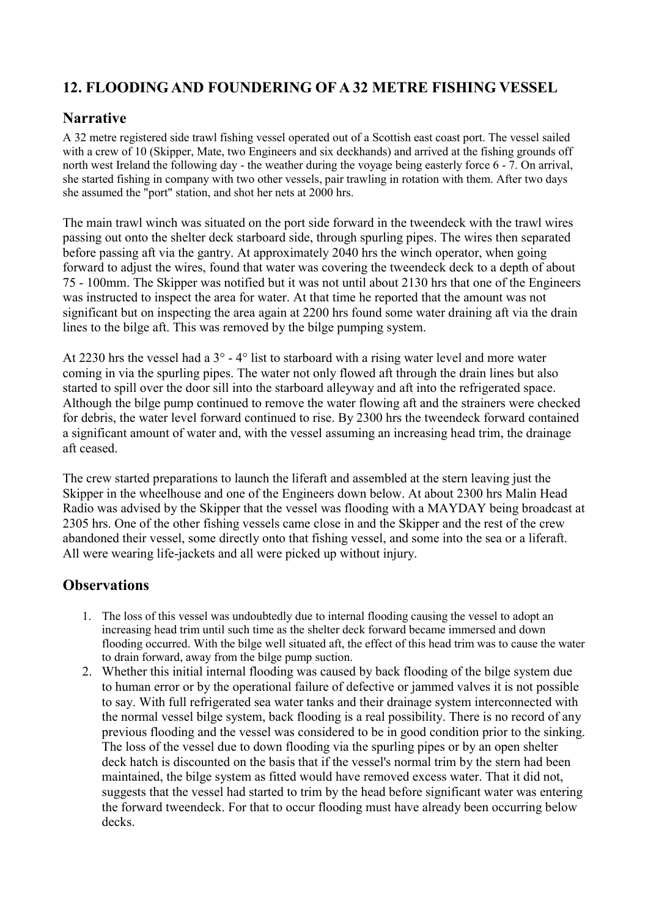## 12. FLOODING AND FOUNDERING OF A 32 METRE FISHING VESSEL

### Narrative

A 32 metre registered side trawl fishing vessel operated out of a Scottish east coast port. The vessel sailed with a crew of 10 (Skipper, Mate, two Engineers and six deckhands) and arrived at the fishing grounds off north west Ireland the following day - the weather during the voyage being easterly force 6 - 7. On arrival, she started fishing in company with two other vessels, pair trawling in rotation with them. After two days she assumed the "port" station, and shot her nets at 2000 hrs.

The main trawl winch was situated on the port side forward in the tweendeck with the trawl wires passing out onto the shelter deck starboard side, through spurling pipes. The wires then separated before passing aft via the gantry. At approximately 2040 hrs the winch operator, when going forward to adjust the wires, found that water was covering the tweendeck deck to a depth of about 75 - 100mm. The Skipper was notified but it was not until about 2130 hrs that one of the Engineers was instructed to inspect the area for water. At that time he reported that the amount was not significant but on inspecting the area again at 2200 hrs found some water draining aft via the drain lines to the bilge aft. This was removed by the bilge pumping system.

At 2230 hrs the vessel had a 3° - 4° list to starboard with a rising water level and more water coming in via the spurling pipes. The water not only flowed aft through the drain lines but also started to spill over the door sill into the starboard alleyway and aft into the refrigerated space. Although the bilge pump continued to remove the water flowing aft and the strainers were checked for debris, the water level forward continued to rise. By 2300 hrs the tweendeck forward contained a significant amount of water and, with the vessel assuming an increasing head trim, the drainage aft ceased.

The crew started preparations to launch the liferaft and assembled at the stern leaving just the Skipper in the wheelhouse and one of the Engineers down below. At about 2300 hrs Malin Head Radio was advised by the Skipper that the vessel was flooding with a MAYDAY being broadcast at 2305 hrs. One of the other fishing vessels came close in and the Skipper and the rest of the crew abandoned their vessel, some directly onto that fishing vessel, and some into the sea or a liferaft. All were wearing life-jackets and all were picked up without injury.

### Observations

1. The loss of this vessel was undoubtedly due to internal flooding causing the vessel to adopt an increasing head trim until such time as the shelter deck forward became immersed and down flooding occurred. With the bilge well situated aft, the effect of this head trim was to cause the water to drain forward, away from the bilge pump suction.
2. Whether this initial internal flooding was caused by back flooding of the bilge system due to human error or by the operational failure of defective or jammed valves it is not possible to say. With full refrigerated sea water tanks and their drainage system interconnected with the normal vessel bilge system, back flooding is a real possibility. There is no record of any previous flooding and the vessel was considered to be in good condition prior to the sinking. The loss of the vessel due to down flooding via the spurling pipes or by an open shelter deck hatch is discounted on the basis that if the vessel's normal trim by the stern had been maintained, the bilge system as fitted would have removed excess water. That it did not, suggests that the vessel had started to trim by the head before significant water was entering the forward tweendeck. For that to occur flooding must have already been occurring below decks.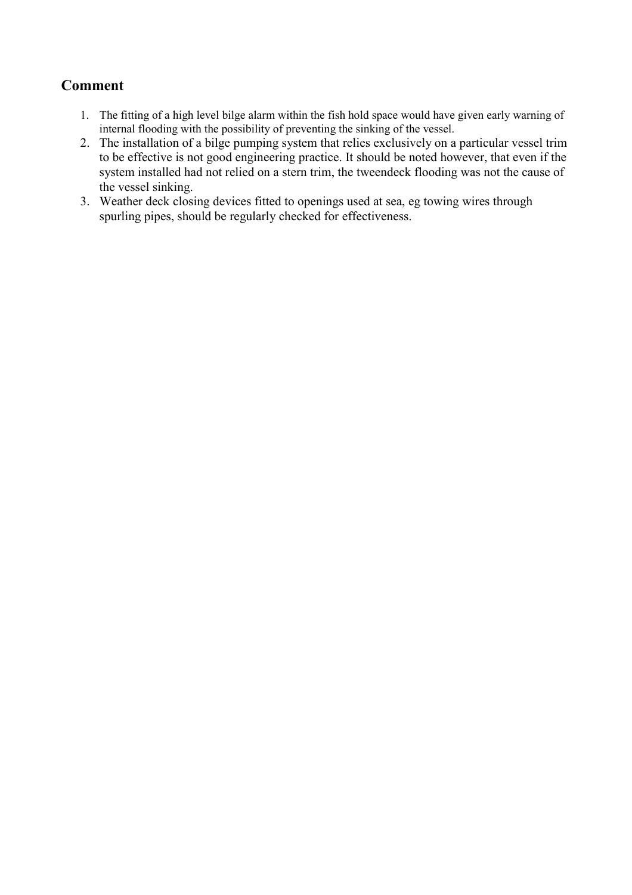## Comment

1. The fitting of a high level bilge alarm within the fish hold space would have given early warning of internal flooding with the possibility of preventing the sinking of the vessel.
2. The installation of a bilge pumping system that relies exclusively on a particular vessel trim to be effective is not good engineering practice. It should be noted however, that even if the system installed had not relied on a stern trim, the tweendeck flooding was not the cause of the vessel sinking.
3. Weather deck closing devices fitted to openings used at sea, eg towing wires through spurling pipes, should be regularly checked for effectiveness.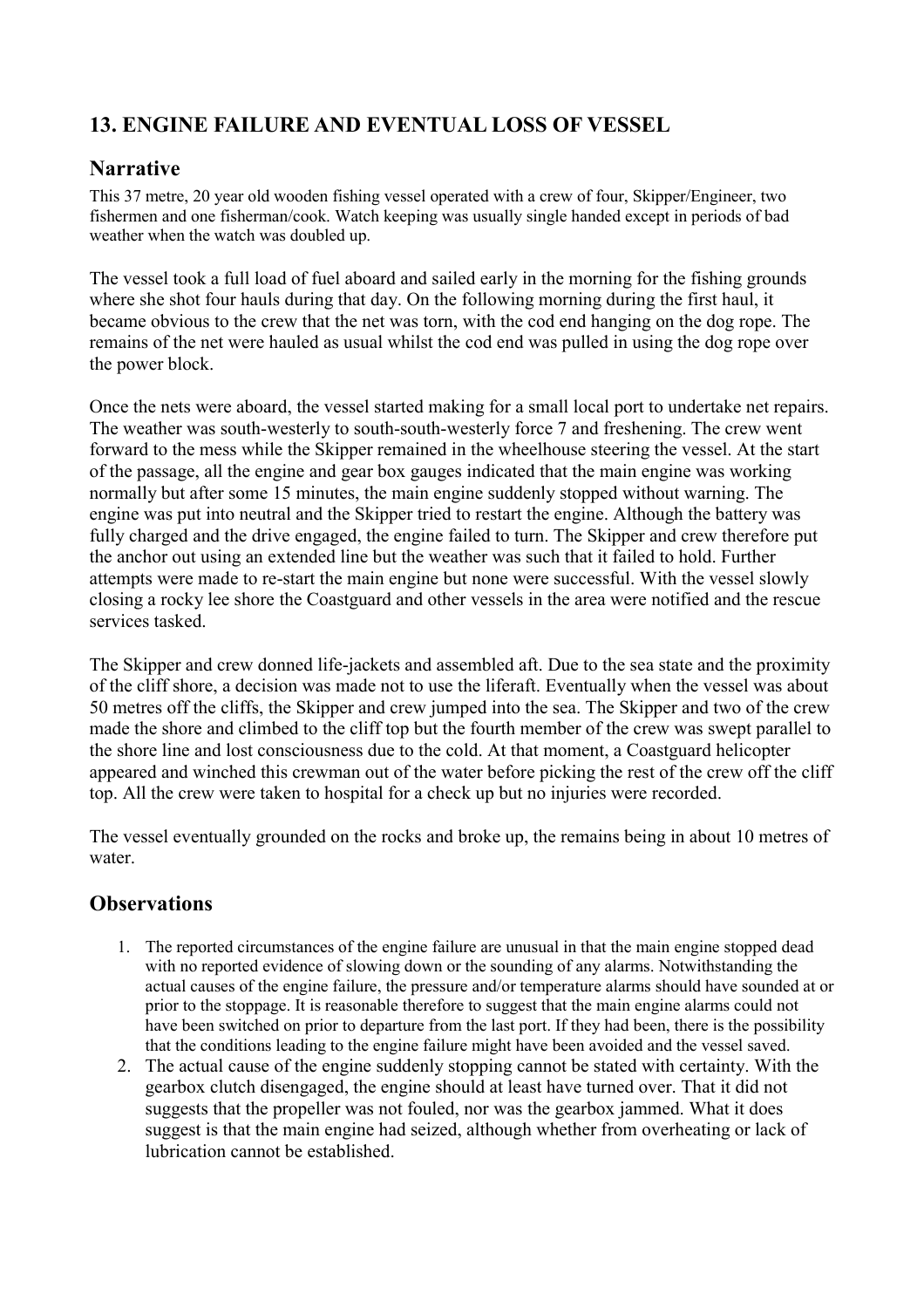## 13. ENGINE FAILURE AND EVENTUAL LOSS OF VESSEL

### Narrative

This 37 metre, 20 year old wooden fishing vessel operated with a crew of four, Skipper/Engineer, two fishermen and one fisherman/cook. Watch keeping was usually single handed except in periods of bad weather when the watch was doubled up.

The vessel took a full load of fuel aboard and sailed early in the morning for the fishing grounds where she shot four hauls during that day. On the following morning during the first haul, it became obvious to the crew that the net was torn, with the cod end hanging on the dog rope. The remains of the net were hauled as usual whilst the cod end was pulled in using the dog rope over the power block.

Once the nets were aboard, the vessel started making for a small local port to undertake net repairs. The weather was south-westerly to south-south-westerly force 7 and freshening. The crew went forward to the mess while the Skipper remained in the wheelhouse steering the vessel. At the start of the passage, all the engine and gear box gauges indicated that the main engine was working normally but after some 15 minutes, the main engine suddenly stopped without warning. The engine was put into neutral and the Skipper tried to restart the engine. Although the battery was fully charged and the drive engaged, the engine failed to turn. The Skipper and crew therefore put the anchor out using an extended line but the weather was such that it failed to hold. Further attempts were made to re-start the main engine but none were successful. With the vessel slowly closing a rocky lee shore the Coastguard and other vessels in the area were notified and the rescue services tasked.

The Skipper and crew donned life-jackets and assembled aft. Due to the sea state and the proximity of the cliff shore, a decision was made not to use the liferaft. Eventually when the vessel was about 50 metres off the cliffs, the Skipper and crew jumped into the sea. The Skipper and two of the crew made the shore and climbed to the cliff top but the fourth member of the crew was swept parallel to the shore line and lost consciousness due to the cold. At that moment, a Coastguard helicopter appeared and winched this crewman out of the water before picking the rest of the crew off the cliff top. All the crew were taken to hospital for a check up but no injuries were recorded.

The vessel eventually grounded on the rocks and broke up, the remains being in about 10 metres of water.

### Observations

1. The reported circumstances of the engine failure are unusual in that the main engine stopped dead with no reported evidence of slowing down or the sounding of any alarms. Notwithstanding the actual causes of the engine failure, the pressure and/or temperature alarms should have sounded at or prior to the stoppage. It is reasonable therefore to suggest that the main engine alarms could not have been switched on prior to departure from the last port. If they had been, there is the possibility that the conditions leading to the engine failure might have been avoided and the vessel saved.
2. The actual cause of the engine suddenly stopping cannot be stated with certainty. With the gearbox clutch disengaged, the engine should at least have turned over. That it did not suggests that the propeller was not fouled, nor was the gearbox jammed. What it does suggest is that the main engine had seized, although whether from overheating or lack of lubrication cannot be established.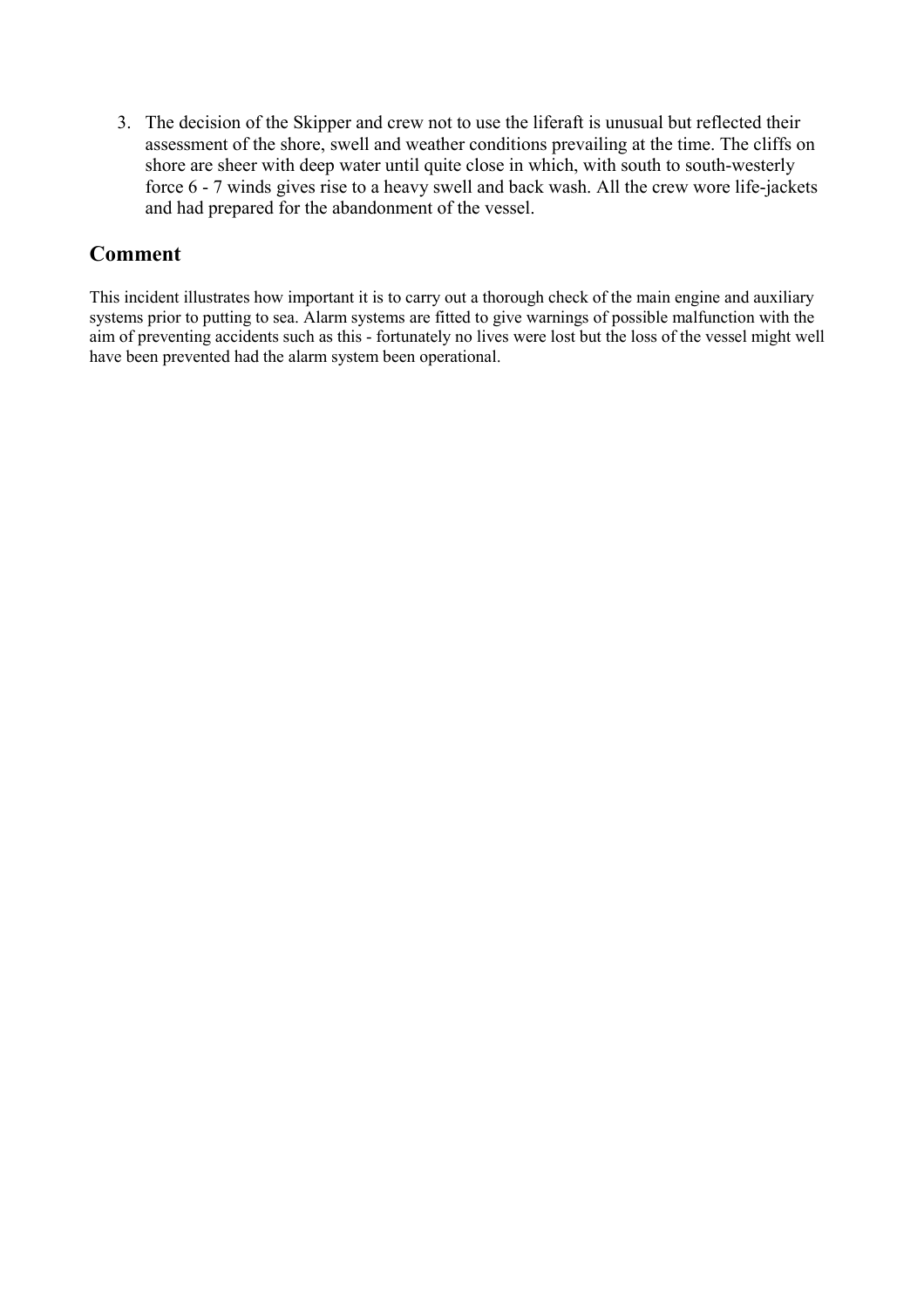3. The decision of the Skipper and crew not to use the liferaft is unusual but reflected their assessment of the shore, swell and weather conditions prevailing at the time. The cliffs on shore are sheer with deep water until quite close in which, with south to south-westerly force 6 - 7 winds gives rise to a heavy swell and back wash. All the crew wore life-jackets and had prepared for the abandonment of the vessel.

## Comment

This incident illustrates how important it is to carry out a thorough check of the main engine and auxiliary systems prior to putting to sea. Alarm systems are fitted to give warnings of possible malfunction with the aim of preventing accidents such as this - fortunately no lives were lost but the loss of the vessel might well have been prevented had the alarm system been operational.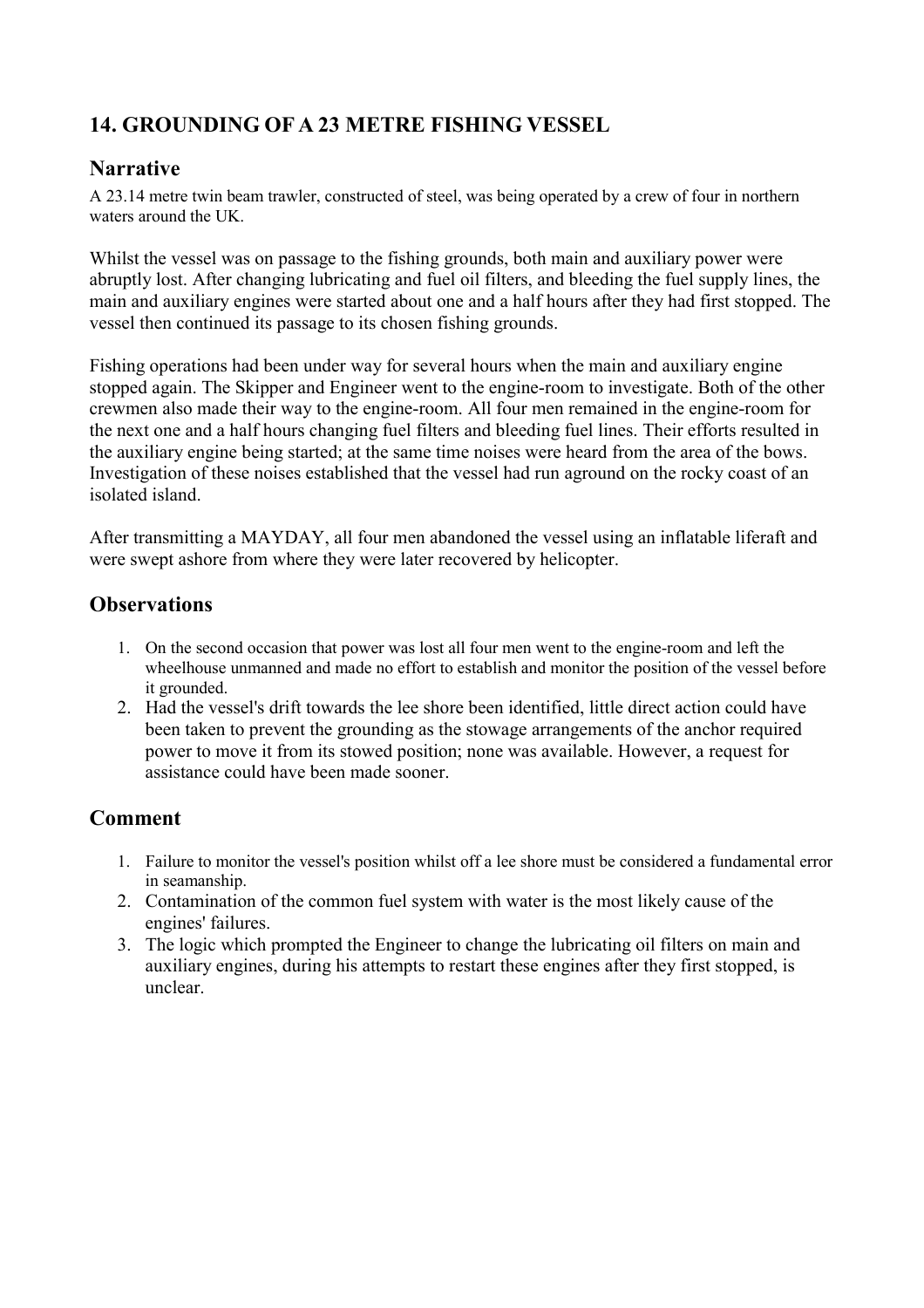## 14. GROUNDING OF A 23 METRE FISHING VESSEL

### Narrative

A 23.14 metre twin beam trawler, constructed of steel, was being operated by a crew of four in northern waters around the UK.

Whilst the vessel was on passage to the fishing grounds, both main and auxiliary power were abruptly lost. After changing lubricating and fuel oil filters, and bleeding the fuel supply lines, the main and auxiliary engines were started about one and a half hours after they had first stopped. The vessel then continued its passage to its chosen fishing grounds.

Fishing operations had been under way for several hours when the main and auxiliary engine stopped again. The Skipper and Engineer went to the engine-room to investigate. Both of the other crewmen also made their way to the engine-room. All four men remained in the engine-room for the next one and a half hours changing fuel filters and bleeding fuel lines. Their efforts resulted in the auxiliary engine being started; at the same time noises were heard from the area of the bows. Investigation of these noises established that the vessel had run aground on the rocky coast of an isolated island.

After transmitting a MAYDAY, all four men abandoned the vessel using an inflatable liferaft and were swept ashore from where they were later recovered by helicopter.

### Observations

1. On the second occasion that power was lost all four men went to the engine-room and left the wheelhouse unmanned and made no effort to establish and monitor the position of the vessel before it grounded.
2. Had the vessel's drift towards the lee shore been identified, little direct action could have been taken to prevent the grounding as the stowage arrangements of the anchor required power to move it from its stowed position; none was available. However, a request for assistance could have been made sooner.

### Comment

1. Failure to monitor the vessel's position whilst off a lee shore must be considered a fundamental error in seamanship.
2. Contamination of the common fuel system with water is the most likely cause of the engines' failures.
3. The logic which prompted the Engineer to change the lubricating oil filters on main and auxiliary engines, during his attempts to restart these engines after they first stopped, is unclear.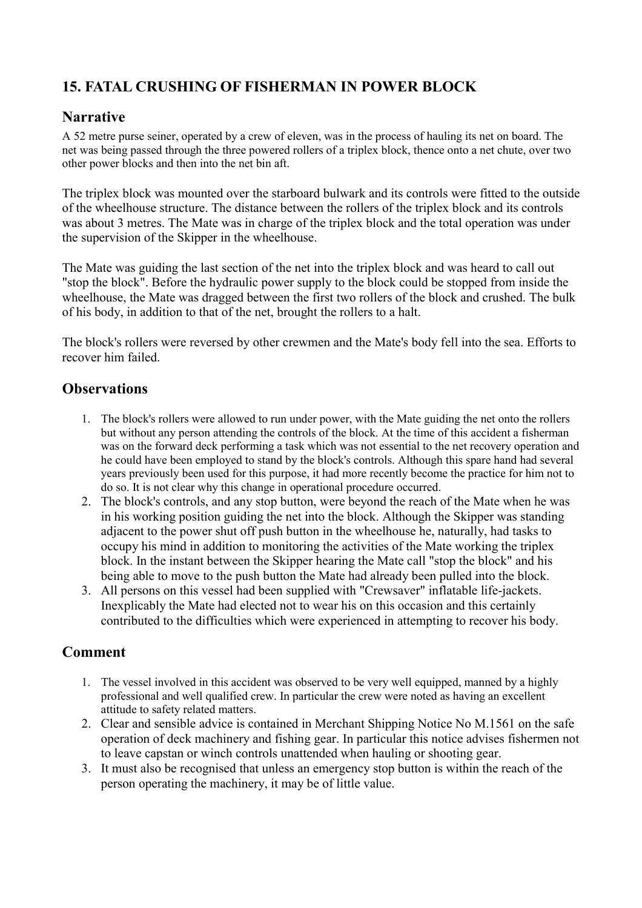## 15. FATAL CRUSHING OF FISHERMAN IN POWER BLOCK

### Narrative

A 52 metre purse seiner, operated by a crew of eleven, was in the process of hauling its net on board. The net was being passed through the three powered rollers of a triplex block, thence onto a net chute, over two other power blocks and then into the net bin aft.

The triplex block was mounted over the starboard bulwark and its controls were fitted to the outside of the wheelhouse structure. The distance between the rollers of the triplex block and its controls was about 3 metres. The Mate was in charge of the triplex block and the total operation was under the supervision of the Skipper in the wheelhouse.

The Mate was guiding the last section of the net into the triplex block and was heard to call out "stop the block". Before the hydraulic power supply to the block could be stopped from inside the wheelhouse, the Mate was dragged between the first two rollers of the block and crushed. The bulk of his body, in addition to that of the net, brought the rollers to a halt.

The block's rollers were reversed by other crewmen and the Mate's body fell into the sea. Efforts to recover him failed.

### Observations

1. The block's rollers were allowed to run under power, with the Mate guiding the net onto the rollers but without any person attending the controls of the block. At the time of this accident a fisherman was on the forward deck performing a task which was not essential to the net recovery operation and he could have been employed to stand by the block's controls. Although this spare hand had several years previously been used for this purpose, it had more recently become the practice for him not to do so. It is not clear why this change in operational procedure occurred.
2. The block's controls, and any stop button, were beyond the reach of the Mate when he was in his working position guiding the net into the block. Although the Skipper was standing adjacent to the power shut off push button in the wheelhouse he, naturally, had tasks to occupy his mind in addition to monitoring the activities of the Mate working the triplex block. In the instant between the Skipper hearing the Mate call "stop the block" and his being able to move to the push button the Mate had already been pulled into the block.
3. All persons on this vessel had been supplied with "Crewsaver" inflatable life-jackets. Inexplicably the Mate had elected not to wear his on this occasion and this certainly contributed to the difficulties which were experienced in attempting to recover his body.

### Comment

1. The vessel involved in this accident was observed to be very well equipped, manned by a highly professional and well qualified crew. In particular the crew were noted as having an excellent attitude to safety related matters.
2. Clear and sensible advice is contained in Merchant Shipping Notice No M.1561 on the safe operation of deck machinery and fishing gear. In particular this notice advises fishermen not to leave capstan or winch controls unattended when hauling or shooting gear.
3. It must also be recognised that unless an emergency stop button is within the reach of the person operating the machinery, it may be of little value.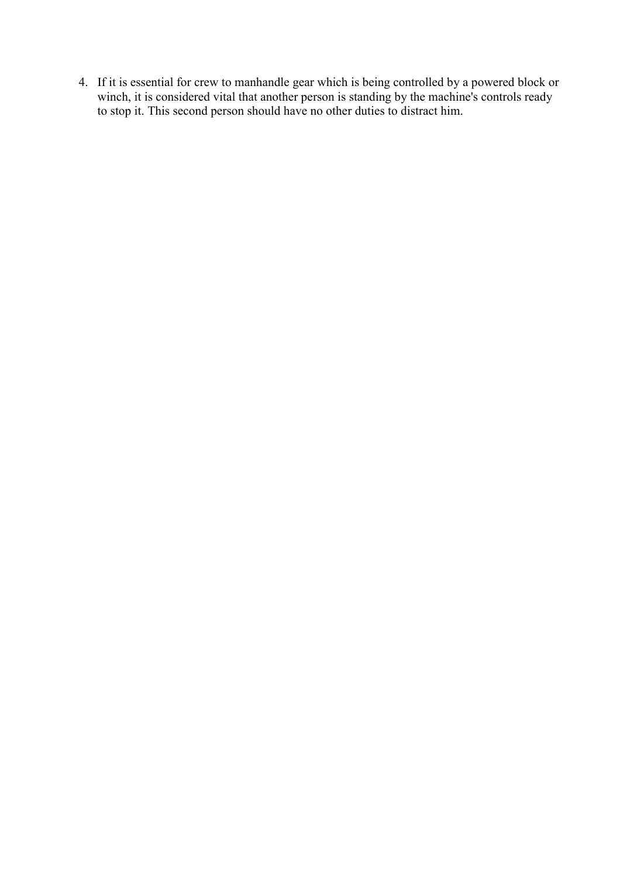4. If it is essential for crew to manhandle gear which is being controlled by a powered block or winch, it is considered vital that another person is standing by the machine's controls ready to stop it. This second person should have no other duties to distract him.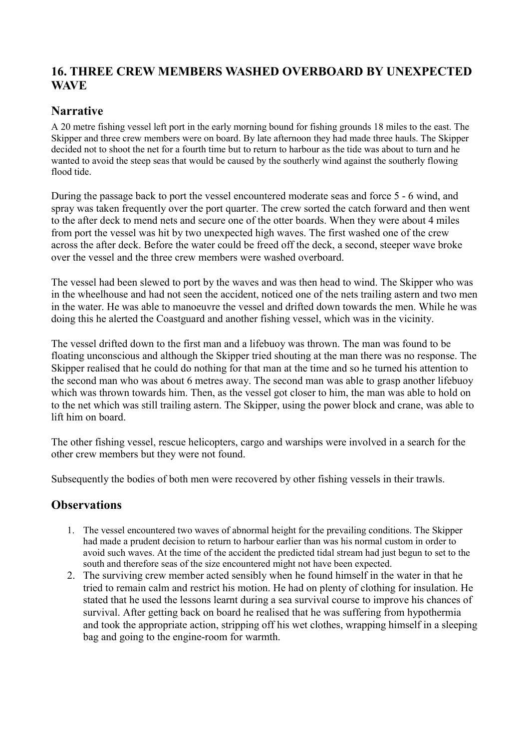## 16. THREE CREW MEMBERS WASHED OVERBOARD BY UNEXPECTED WAVE

### Narrative

A 20 metre fishing vessel left port in the early morning bound for fishing grounds 18 miles to the east. The Skipper and three crew members were on board. By late afternoon they had made three hauls. The Skipper decided not to shoot the net for a fourth time but to return to harbour as the tide was about to turn and he wanted to avoid the steep seas that would be caused by the southerly wind against the southerly flowing flood tide.

During the passage back to port the vessel encountered moderate seas and force 5 - 6 wind, and spray was taken frequently over the port quarter. The crew sorted the catch forward and then went to the after deck to mend nets and secure one of the otter boards. When they were about 4 miles from port the vessel was hit by two unexpected high waves. The first washed one of the crew across the after deck. Before the water could be freed off the deck, a second, steeper wave broke over the vessel and the three crew members were washed overboard.

The vessel had been slewed to port by the waves and was then head to wind. The Skipper who was in the wheelhouse and had not seen the accident, noticed one of the nets trailing astern and two men in the water. He was able to manoeuvre the vessel and drifted down towards the men. While he was doing this he alerted the Coastguard and another fishing vessel, which was in the vicinity.

The vessel drifted down to the first man and a lifebuoy was thrown. The man was found to be floating unconscious and although the Skipper tried shouting at the man there was no response. The Skipper realised that he could do nothing for that man at the time and so he turned his attention to the second man who was about 6 metres away. The second man was able to grasp another lifebuoy which was thrown towards him. Then, as the vessel got closer to him, the man was able to hold on to the net which was still trailing astern. The Skipper, using the power block and crane, was able to lift him on board.

The other fishing vessel, rescue helicopters, cargo and warships were involved in a search for the other crew members but they were not found.

Subsequently the bodies of both men were recovered by other fishing vessels in their trawls.

### Observations

1. The vessel encountered two waves of abnormal height for the prevailing conditions. The Skipper had made a prudent decision to return to harbour earlier than was his normal custom in order to avoid such waves. At the time of the accident the predicted tidal stream had just begun to set to the south and therefore seas of the size encountered might not have been expected.
2. The surviving crew member acted sensibly when he found himself in the water in that he tried to remain calm and restrict his motion. He had on plenty of clothing for insulation. He stated that he used the lessons learnt during a sea survival course to improve his chances of survival. After getting back on board he realised that he was suffering from hypothermia and took the appropriate action, stripping off his wet clothes, wrapping himself in a sleeping bag and going to the engine-room for warmth.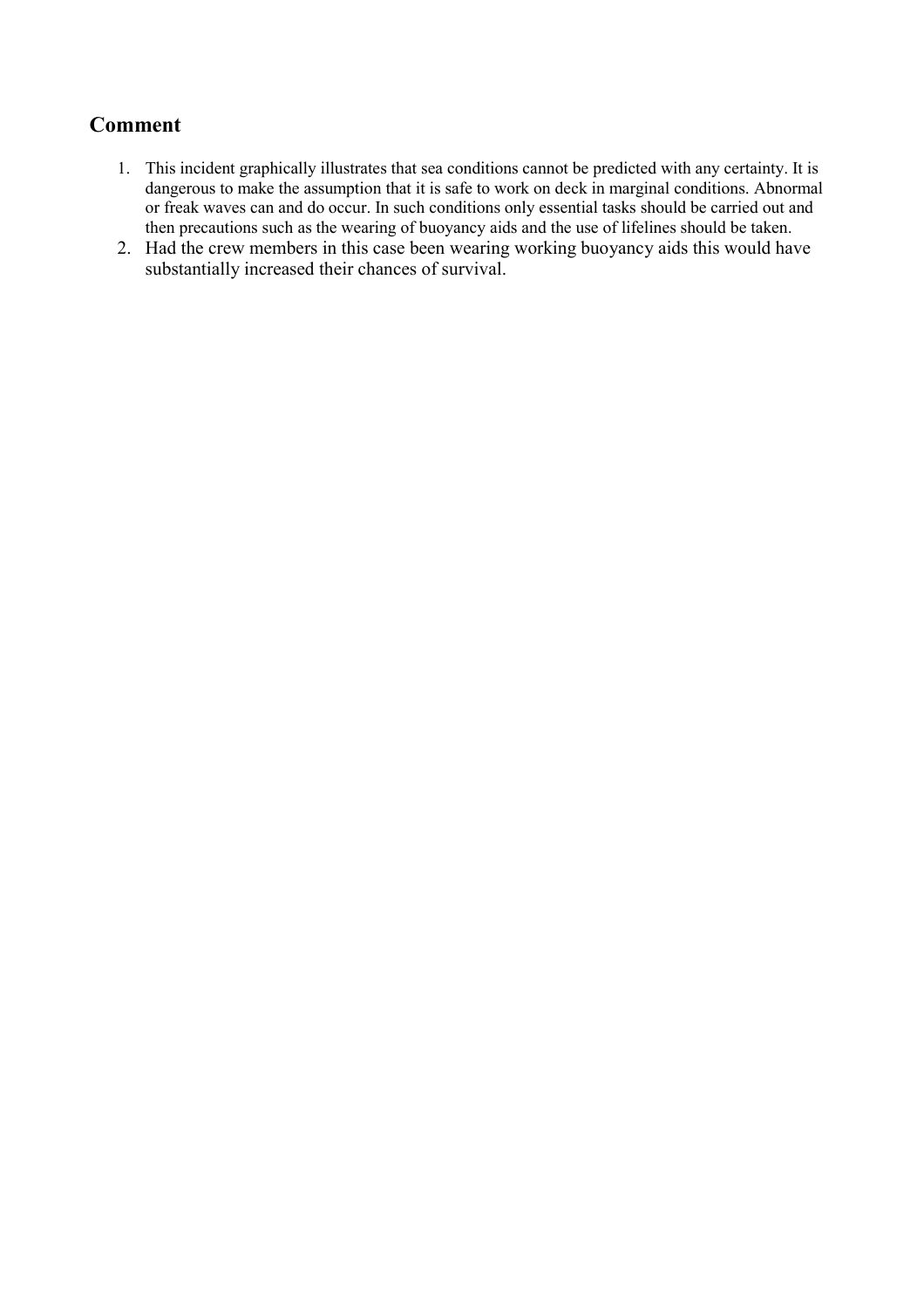## Comment

1. This incident graphically illustrates that sea conditions cannot be predicted with any certainty. It is dangerous to make the assumption that it is safe to work on deck in marginal conditions. Abnormal or freak waves can and do occur. In such conditions only essential tasks should be carried out and then precautions such as the wearing of buoyancy aids and the use of lifelines should be taken.
2. Had the crew members in this case been wearing working buoyancy aids this would have substantially increased their chances of survival.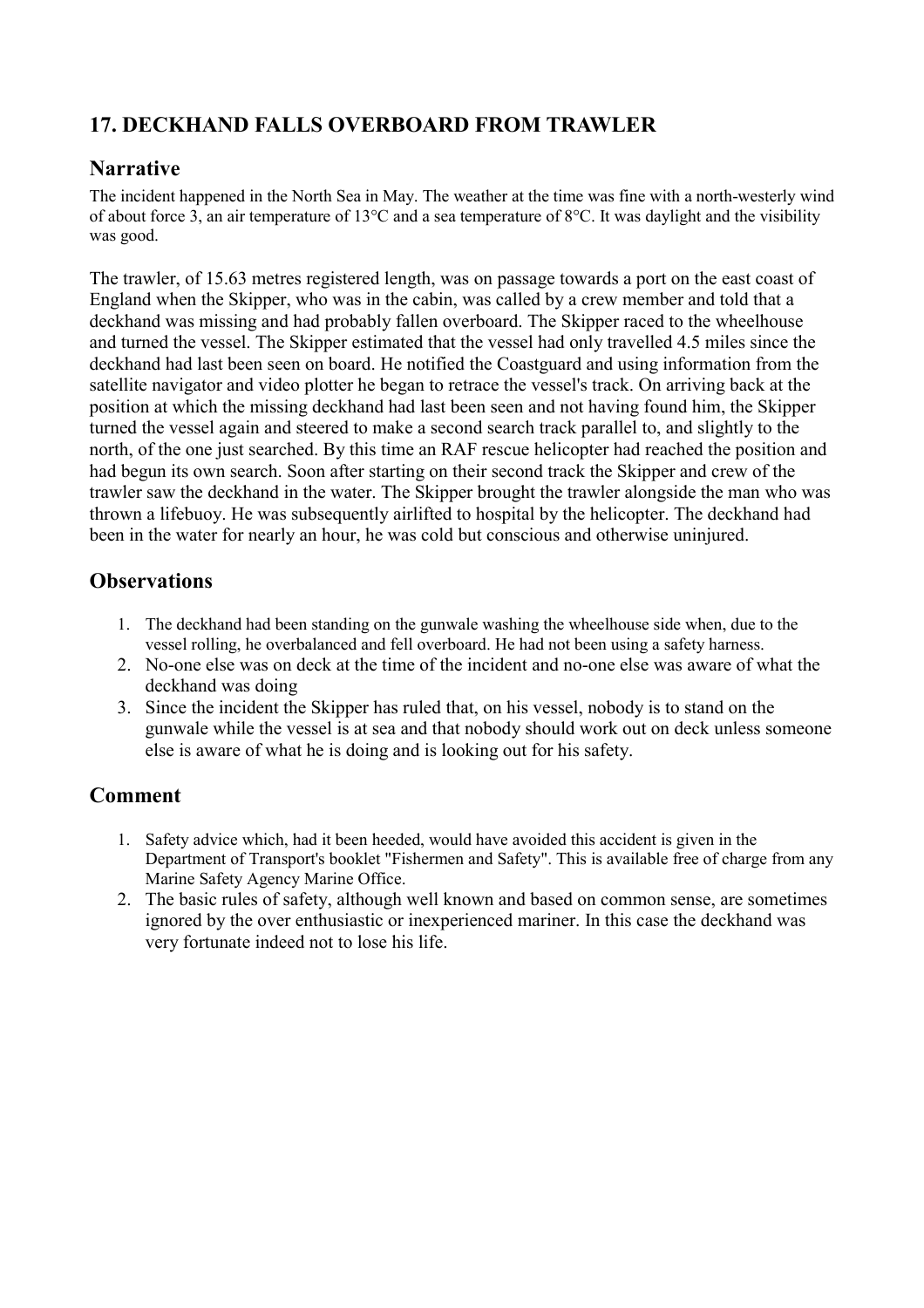## 17. DECKHAND FALLS OVERBOARD FROM TRAWLER

### Narrative

The incident happened in the North Sea in May. The weather at the time was fine with a north-westerly wind of about force 3, an air temperature of 13°C and a sea temperature of 8°C. It was daylight and the visibility was good.

The trawler, of 15.63 metres registered length, was on passage towards a port on the east coast of England when the Skipper, who was in the cabin, was called by a crew member and told that a deckhand was missing and had probably fallen overboard. The Skipper raced to the wheelhouse and turned the vessel. The Skipper estimated that the vessel had only travelled 4.5 miles since the deckhand had last been seen on board. He notified the Coastguard and using information from the satellite navigator and video plotter he began to retrace the vessel's track. On arriving back at the position at which the missing deckhand had last been seen and not having found him, the Skipper turned the vessel again and steered to make a second search track parallel to, and slightly to the north, of the one just searched. By this time an RAF rescue helicopter had reached the position and had begun its own search. Soon after starting on their second track the Skipper and crew of the trawler saw the deckhand in the water. The Skipper brought the trawler alongside the man who was thrown a lifebuoy. He was subsequently airlifted to hospital by the helicopter. The deckhand had been in the water for nearly an hour, he was cold but conscious and otherwise uninjured.

### Observations

1. The deckhand had been standing on the gunwale washing the wheelhouse side when, due to the vessel rolling, he overbalanced and fell overboard. He had not been using a safety harness.
2. No-one else was on deck at the time of the incident and no-one else was aware of what the deckhand was doing
3. Since the incident the Skipper has ruled that, on his vessel, nobody is to stand on the gunwale while the vessel is at sea and that nobody should work out on deck unless someone else is aware of what he is doing and is looking out for his safety.

### Comment

1. Safety advice which, had it been heeded, would have avoided this accident is given in the Department of Transport's booklet "Fishermen and Safety". This is available free of charge from any Marine Safety Agency Marine Office.
2. The basic rules of safety, although well known and based on common sense, are sometimes ignored by the over enthusiastic or inexperienced mariner. In this case the deckhand was very fortunate indeed not to lose his life.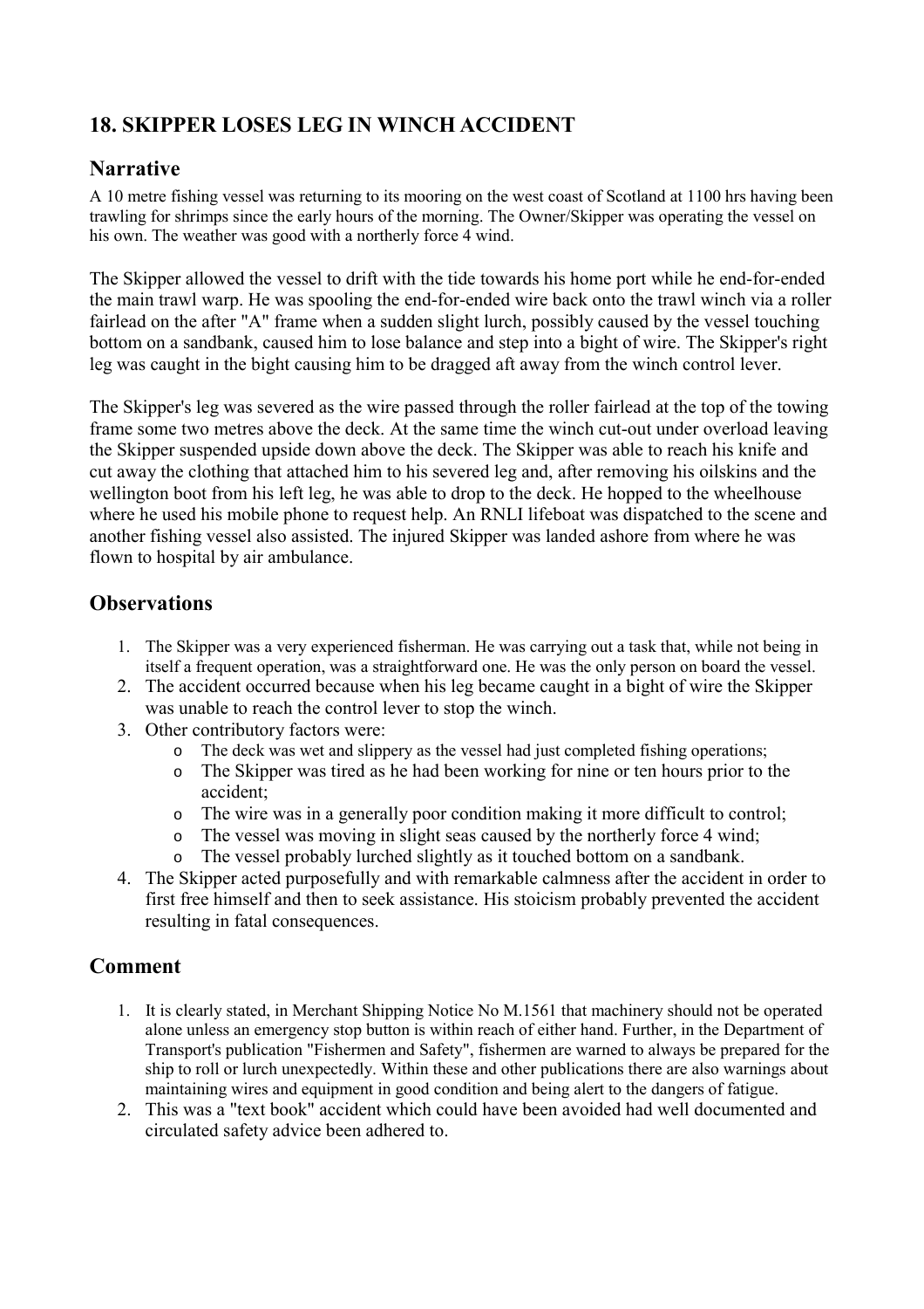## 18. SKIPPER LOSES LEG IN WINCH ACCIDENT

### Narrative

A 10 metre fishing vessel was returning to its mooring on the west coast of Scotland at 1100 hrs having been trawling for shrimps since the early hours of the morning. The Owner/Skipper was operating the vessel on his own. The weather was good with a northerly force 4 wind.

The Skipper allowed the vessel to drift with the tide towards his home port while he end-for-ended the main trawl warp. He was spooling the end-for-ended wire back onto the trawl winch via a roller fairlead on the after "A" frame when a sudden slight lurch, possibly caused by the vessel touching bottom on a sandbank, caused him to lose balance and step into a bight of wire. The Skipper's right leg was caught in the bight causing him to be dragged aft away from the winch control lever.

The Skipper's leg was severed as the wire passed through the roller fairlead at the top of the towing frame some two metres above the deck. At the same time the winch cut-out under overload leaving the Skipper suspended upside down above the deck. The Skipper was able to reach his knife and cut away the clothing that attached him to his severed leg and, after removing his oilskins and the wellington boot from his left leg, he was able to drop to the deck. He hopped to the wheelhouse where he used his mobile phone to request help. An RNLI lifeboat was dispatched to the scene and another fishing vessel also assisted. The injured Skipper was landed ashore from where he was flown to hospital by air ambulance.

### Observations

1. The Skipper was a very experienced fisherman. He was carrying out a task that, while not being in itself a frequent operation, was a straightforward one. He was the only person on board the vessel.
2. The accident occurred because when his leg became caught in a bight of wire the Skipper was unable to reach the control lever to stop the winch.
3. Other contributory factors were:
   - The deck was wet and slippery as the vessel had just completed fishing operations;
   - The Skipper was tired as he had been working for nine or ten hours prior to the accident;
   - The wire was in a generally poor condition making it more difficult to control;
   - The vessel was moving in slight seas caused by the northerly force 4 wind;
   - The vessel probably lurched slightly as it touched bottom on a sandbank.
4. The Skipper acted purposefully and with remarkable calmness after the accident in order to first free himself and then to seek assistance. His stoicism probably prevented the accident resulting in fatal consequences.

### Comment

1. It is clearly stated, in Merchant Shipping Notice No M.1561 that machinery should not be operated alone unless an emergency stop button is within reach of either hand. Further, in the Department of Transport's publication "Fishermen and Safety", fishermen are warned to always be prepared for the ship to roll or lurch unexpectedly. Within these and other publications there are also warnings about maintaining wires and equipment in good condition and being alert to the dangers of fatigue.
2. This was a "text book" accident which could have been avoided had well documented and circulated safety advice been adhered to.